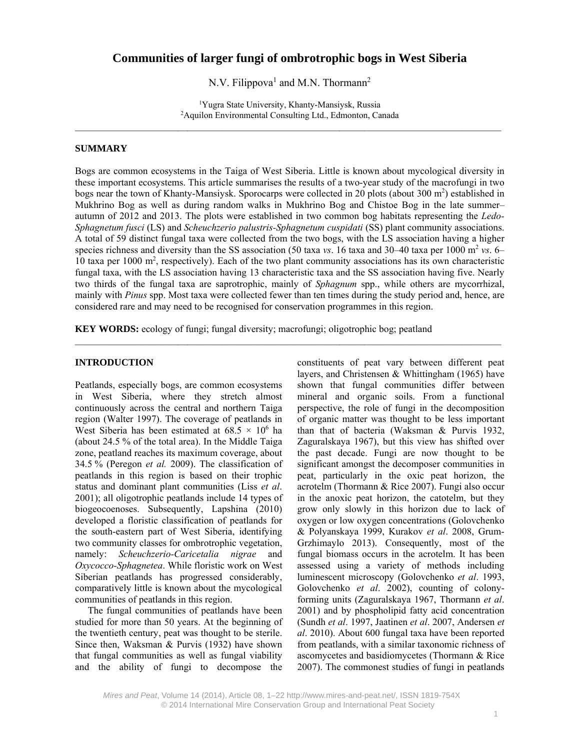# Communities of larger fungi of ombrotrophic bogs in West Siberia

N.V. Filippova[1] and M.N. Thormann[2]

[1]Yugra State University, Khanty-Mansiysk, Russia
[2]Aquilon Environmental Consulting Ltd., Edmonton, Canada

---

## SUMMARY

Bogs are common ecosystems in the Taiga of West Siberia. Little is known about mycological diversity in these important ecosystems. This article summarises the results of a two-year study of the macrofungi in two bogs near the town of Khanty-Mansiysk. Sporocarps were collected in 20 plots (about 300 $m^2$) established in Mukhrino Bog as well as during random walks in Mukhrino Bog and Chistoe Bog in the late summer–autumn of 2012 and 2013. The plots were established in two common bog habitats representing the *Ledo-Sphagnetum fusci* (LS) and *Scheuchzerio palustris-Sphagnetum cuspidati* (SS) plant community associations. A total of 59 distinct fungal taxa were collected from the two bogs, with the LS association having a higher species richness and diversity than the SS association (50 taxa *vs*. 16 taxa and 30–40 taxa per 1000 $m^2$ *vs*. 6–10 taxa per 1000 $m^2$, respectively). Each of the two plant community associations has its own characteristic fungal taxa, with the LS association having 13 characteristic taxa and the SS association having five. Nearly two thirds of the fungal taxa are saprotrophic, mainly of *Sphagnum* spp., while others are mycorrhizal, mainly with *Pinus* spp. Most taxa were collected fewer than ten times during the study period and, hence, are considered rare and may need to be recognised for conservation programmes in this region.

**KEY WORDS:** ecology of fungi; fungal diversity; macrofungi; oligotrophic bog; peatland

---

## INTRODUCTION

Peatlands, especially bogs, are common ecosystems in West Siberia, where they stretch almost continuously across the central and northern Taiga region (Walter 1997). The coverage of peatlands in West Siberia has been estimated at $68.5 \times 10^6$ ha (about 24.5 % of the total area). In the Middle Taiga zone, peatland reaches its maximum coverage, about 34.5 % (Peregon *et al.* 2009). The classification of peatlands in this region is based on their trophic status and dominant plant communities (Liss *et al*. 2001); all oligotrophic peatlands include 14 types of biogeocoenoses. Subsequently, Lapshina (2010) developed a floristic classification of peatlands for the south-eastern part of West Siberia, identifying two community classes for ombrotrophic vegetation, namely: *Scheuchzerio-Caricetalia nigrae* and *Oxycocco-Sphagnetea*. While floristic work on West Siberian peatlands has progressed considerably, comparatively little is known about the mycological communities of peatlands in this region.

The fungal communities of peatlands have been studied for more than 50 years. At the beginning of the twentieth century, peat was thought to be sterile. Since then, Waksman & Purvis (1932) have shown that fungal communities as well as fungal viability and the ability of fungi to decompose the constituents of peat vary between different peat layers, and Christensen & Whittingham (1965) have shown that fungal communities differ between mineral and organic soils. From a functional perspective, the role of fungi in the decomposition of organic matter was thought to be less important than that of bacteria (Waksman & Purvis 1932, Zaguralskaya 1967), but this view has shifted over the past decade. Fungi are now thought to be significant amongst the decomposer communities in peat, particularly in the oxic peat horizon, the acrotelm (Thormann & Rice 2007). Fungi also occur in the anoxic peat horizon, the catotelm, but they grow only slowly in this horizon due to lack of oxygen or low oxygen concentrations (Golovchenko & Polyanskaya 1999, Kurakov *et al*. 2008, Grum-Grzhimaylo 2013). Consequently, most of the fungal biomass occurs in the acrotelm. It has been assessed using a variety of methods including luminescent microscopy (Golovchenko *et al*. 1993, Golovchenko *et al*. 2002), counting of colony-forming units (Zaguralskaya 1967, Thormann *et al*. 2001) and by phospholipid fatty acid concentration (Sundh *et al*. 1997, Jaatinen *et al*. 2007, Andersen *et al*. 2010). About 600 fungal taxa have been reported from peatlands, with a similar taxonomic richness of ascomycetes and basidiomycetes (Thormann & Rice 2007). The commonest studies of fungi in peatlands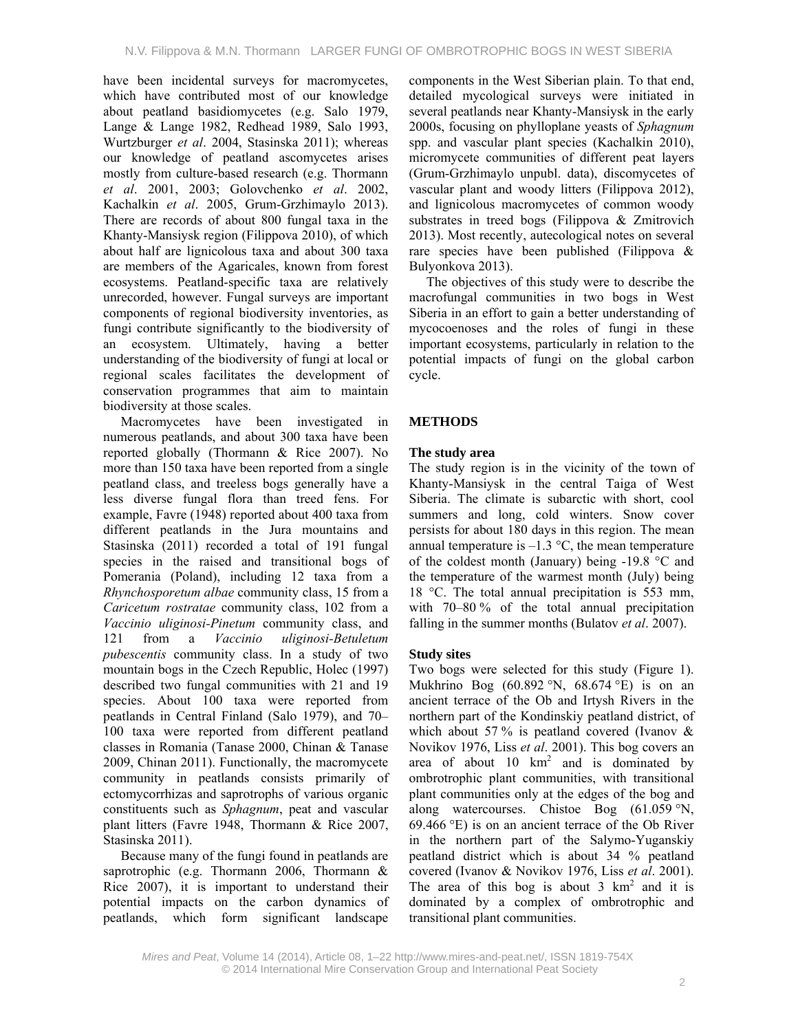have been incidental surveys for macromycetes, which have contributed most of our knowledge about peatland basidiomycetes (e.g. Salo 1979, Lange & Lange 1982, Redhead 1989, Salo 1993, Wurtzburger *et al*. 2004, Stasinska 2011); whereas our knowledge of peatland ascomycetes arises mostly from culture-based research (e.g. Thormann *et al*. 2001, 2003; Golovchenko *et al*. 2002, Kachalkin *et al*. 2005, Grum-Grzhimaylo 2013). There are records of about 800 fungal taxa in the Khanty-Mansiysk region (Filippova 2010), of which about half are lignicolous taxa and about 300 taxa are members of the Agaricales, known from forest ecosystems. Peatland-specific taxa are relatively unrecorded, however. Fungal surveys are important components of regional biodiversity inventories, as fungi contribute significantly to the biodiversity of an ecosystem. Ultimately, having a better understanding of the biodiversity of fungi at local or regional scales facilitates the development of conservation programmes that aim to maintain biodiversity at those scales.

Macromycetes have been investigated in numerous peatlands, and about 300 taxa have been reported globally (Thormann & Rice 2007). No more than 150 taxa have been reported from a single peatland class, and treeless bogs generally have a less diverse fungal flora than treed fens. For example, Favre (1948) reported about 400 taxa from different peatlands in the Jura mountains and Stasinska (2011) recorded a total of 191 fungal species in the raised and transitional bogs of Pomerania (Poland), including 12 taxa from a *Rhynchosporetum albae* community class, 15 from a *Caricetum rostratae* community class, 102 from a *Vaccinio uliginosi-Pinetum* community class, and 121 from a *Vaccinio uliginosi-Betuletum pubescentis* community class. In a study of two mountain bogs in the Czech Republic, Holec (1997) described two fungal communities with 21 and 19 species. About 100 taxa were reported from peatlands in Central Finland (Salo 1979), and 70–100 taxa were reported from different peatland classes in Romania (Tanase 2000, Chinan & Tanase 2009, Chinan 2011). Functionally, the macromycete community in peatlands consists primarily of ectomycorrhizas and saprotrophs of various organic constituents such as *Sphagnum*, peat and vascular plant litters (Favre 1948, Thormann & Rice 2007, Stasinska 2011).

Because many of the fungi found in peatlands are saprotrophic (e.g. Thormann 2006, Thormann & Rice 2007), it is important to understand their potential impacts on the carbon dynamics of peatlands, which form significant landscape components in the West Siberian plain. To that end, detailed mycological surveys were initiated in several peatlands near Khanty-Mansiysk in the early 2000s, focusing on phylloplane yeasts of *Sphagnum* spp. and vascular plant species (Kachalkin 2010), micromycete communities of different peat layers (Grum-Grzhimaylo unpubl. data), discomycetes of vascular plant and woody litters (Filippova 2012), and lignicolous macromycetes of common woody substrates in treed bogs (Filippova & Zmitrovich 2013). Most recently, autecological notes on several rare species have been published (Filippova & Bulyonkova 2013).

The objectives of this study were to describe the macrofungal communities in two bogs in West Siberia in an effort to gain a better understanding of mycocoenoses and the roles of fungi in these important ecosystems, particularly in relation to the potential impacts of fungi on the global carbon cycle.

## METHODS

### The study area

The study region is in the vicinity of the town of Khanty-Mansiysk in the central Taiga of West Siberia. The climate is subarctic with short, cool summers and long, cold winters. Snow cover persists for about 180 days in this region. The mean annual temperature is –1.3 °C, the mean temperature of the coldest month (January) being -19.8 °C and the temperature of the warmest month (July) being 18 °C. The total annual precipitation is 553 mm, with 70–80 % of the total annual precipitation falling in the summer months (Bulatov *et al*. 2007).

### Study sites

Two bogs were selected for this study (Figure 1). Mukhrino Bog (60.892 °N, 68.674 °E) is on an ancient terrace of the Ob and Irtysh Rivers in the northern part of the Kondinskiy peatland district, of which about 57 % is peatland covered (Ivanov & Novikov 1976, Liss *et al*. 2001). This bog covers an area of about 10 $km^2$ and is dominated by ombrotrophic plant communities, with transitional plant communities only at the edges of the bog and along watercourses. Chistoe Bog (61.059 °N, 69.466 °E) is on an ancient terrace of the Ob River in the northern part of the Salymo-Yuganskiy peatland district which is about 34 % peatland covered (Ivanov & Novikov 1976, Liss *et al*. 2001). The area of this bog is about 3 $km^2$ and it is dominated by a complex of ombrotrophic and transitional plant communities.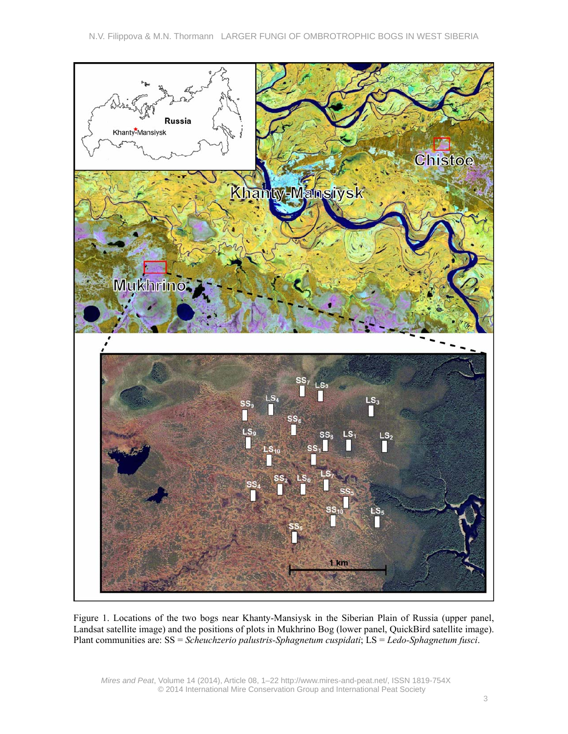Figure 1. Locations of the two bogs near Khanty-Mansiysk in the Siberian Plain of Russia (upper panel, Landsat satellite image) and the positions of plots in Mukhrino Bog (lower panel, QuickBird satellite image). Plant communities are: SS = *Scheuchzerio palustris-Sphagnetum cuspidati*; LS = *Ledo-Sphagnetum fusci*.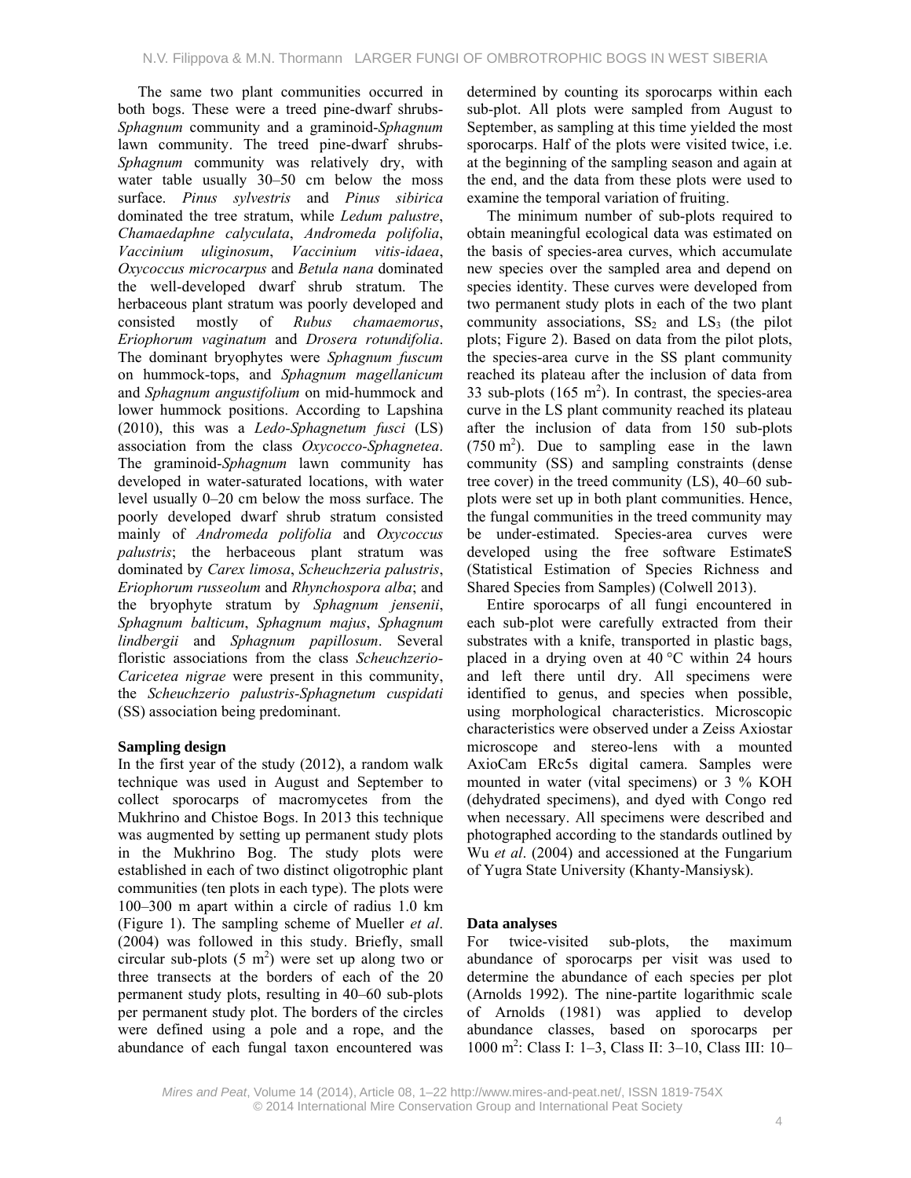The same two plant communities occurred in both bogs. These were a treed pine-dwarf shrubs-*Sphagnum* community and a graminoid-*Sphagnum* lawn community. The treed pine-dwarf shrubs-*Sphagnum* community was relatively dry, with water table usually 30–50 cm below the moss surface. *Pinus sylvestris* and *Pinus sibirica* dominated the tree stratum, while *Ledum palustre*, *Chamaedaphne calyculata*, *Andromeda polifolia*, *Vaccinium uliginosum*, *Vaccinium vitis-idaea*, *Oxycoccus microcarpus* and *Betula nana* dominated the well-developed dwarf shrub stratum. The herbaceous plant stratum was poorly developed and consisted mostly of *Rubus chamaemorus*, *Eriophorum vaginatum* and *Drosera rotundifolia*. The dominant bryophytes were *Sphagnum fuscum* on hummock-tops, and *Sphagnum magellanicum* and *Sphagnum angustifolium* on mid-hummock and lower hummock positions. According to Lapshina (2010), this was a *Ledo-Sphagnetum fusci* (LS) association from the class *Oxycocco-Sphagnetea*. The graminoid-*Sphagnum* lawn community has developed in water-saturated locations, with water level usually 0–20 cm below the moss surface. The poorly developed dwarf shrub stratum consisted mainly of *Andromeda polifolia* and *Oxycoccus palustris*; the herbaceous plant stratum was dominated by *Carex limosa*, *Scheuchzeria palustris*, *Eriophorum russeolum* and *Rhynchospora alba*; and the bryophyte stratum by *Sphagnum jensenii*, *Sphagnum balticum*, *Sphagnum majus*, *Sphagnum lindbergii* and *Sphagnum papillosum*. Several floristic associations from the class *Scheuchzerio-Caricetea nigrae* were present in this community, the *Scheuchzerio palustris-Sphagnetum cuspidati* (SS) association being predominant.

### Sampling design

In the first year of the study (2012), a random walk technique was used in August and September to collect sporocarps of macromycetes from the Mukhrino and Chistoe Bogs. In 2013 this technique was augmented by setting up permanent study plots in the Mukhrino Bog. The study plots were established in each of two distinct oligotrophic plant communities (ten plots in each type). The plots were 100–300 m apart within a circle of radius 1.0 km (Figure 1). The sampling scheme of Mueller *et al*. (2004) was followed in this study. Briefly, small circular sub-plots (5 $m^2$) were set up along two or three transects at the borders of each of the 20 permanent study plots, resulting in 40–60 sub-plots per permanent study plot. The borders of the circles were defined using a pole and a rope, and the abundance of each fungal taxon encountered was determined by counting its sporocarps within each sub-plot. All plots were sampled from August to September, as sampling at this time yielded the most sporocarps. Half of the plots were visited twice, i.e. at the beginning of the sampling season and again at the end, and the data from these plots were used to examine the temporal variation of fruiting.

The minimum number of sub-plots required to obtain meaningful ecological data was estimated on the basis of species-area curves, which accumulate new species over the sampled area and depend on species identity. These curves were developed from two permanent study plots in each of the two plant community associations, $SS_2$ and $LS_3$ (the pilot plots; Figure 2). Based on data from the pilot plots, the species-area curve in the SS plant community reached its plateau after the inclusion of data from 33 sub-plots (165 $m^2$). In contrast, the species-area curve in the LS plant community reached its plateau after the inclusion of data from 150 sub-plots (750 $m^2$). Due to sampling ease in the lawn community (SS) and sampling constraints (dense tree cover) in the treed community (LS), 40–60 sub-plots were set up in both plant communities. Hence, the fungal communities in the treed community may be under-estimated. Species-area curves were developed using the free software EstimateS (Statistical Estimation of Species Richness and Shared Species from Samples) (Colwell 2013).

Entire sporocarps of all fungi encountered in each sub-plot were carefully extracted from their substrates with a knife, transported in plastic bags, placed in a drying oven at 40 °C within 24 hours and left there until dry. All specimens were identified to genus, and species when possible, using morphological characteristics. Microscopic characteristics were observed under a Zeiss Axiostar microscope and stereo-lens with a mounted AxioCam ERc5s digital camera. Samples were mounted in water (vital specimens) or 3 % KOH (dehydrated specimens), and dyed with Congo red when necessary. All specimens were described and photographed according to the standards outlined by Wu *et al*. (2004) and accessioned at the Fungarium of Yugra State University (Khanty-Mansiysk).

### Data analyses

For twice-visited sub-plots, the maximum abundance of sporocarps per visit was used to determine the abundance of each species per plot (Arnolds 1992). The nine-partite logarithmic scale of Arnolds (1981) was applied to develop abundance classes, based on sporocarps per 1000 $m^2$: Class I: 1–3, Class II: 3–10, Class III: 10–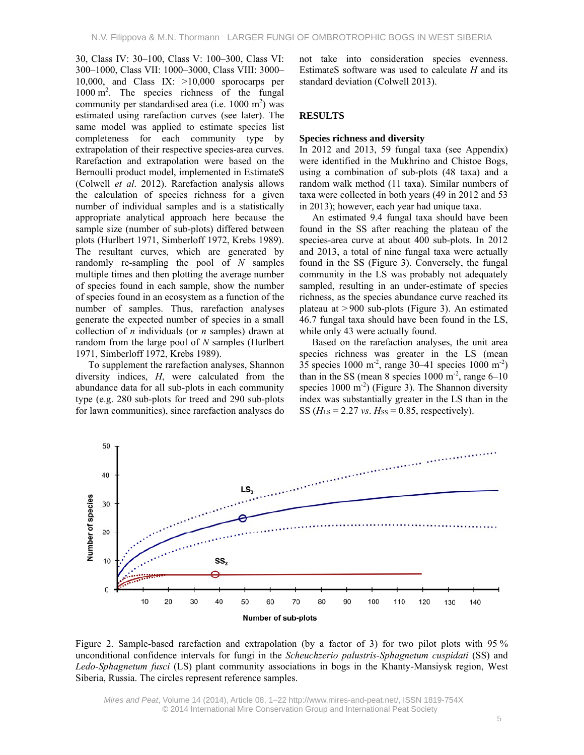30, Class IV: 30–100, Class V: 100–300, Class VI: 300–1000, Class VII: 1000–3000, Class VIII: 3000–10,000, and Class IX: >10,000 sporocarps per 1000 $m^2$. The species richness of the fungal community per standardised area (i.e. 1000 $m^2$) was estimated using rarefaction curves (see later). The same model was applied to estimate species list completeness for each community type by extrapolation of their respective species-area curves. Rarefaction and extrapolation were based on the Bernoulli product model, implemented in EstimateS (Colwell *et al*. 2012). Rarefaction analysis allows the calculation of species richness for a given number of individual samples and is a statistically appropriate analytical approach here because the sample size (number of sub-plots) differed between plots (Hurlbert 1971, Simberloff 1972, Krebs 1989). The resultant curves, which are generated by randomly re-sampling the pool of $N$ samples multiple times and then plotting the average number of species found in each sample, show the number of species found in an ecosystem as a function of the number of samples. Thus, rarefaction analyses generate the expected number of species in a small collection of $n$ individuals (or $n$ samples) drawn at random from the large pool of $N$ samples (Hurlbert 1971, Simberloff 1972, Krebs 1989).

To supplement the rarefaction analyses, Shannon diversity indices, $H$, were calculated from the abundance data for all sub-plots in each community type (e.g. 280 sub-plots for treed and 290 sub-plots for lawn communities), since rarefaction analyses do not take into consideration species evenness. EstimateS software was used to calculate $H$ and its standard deviation (Colwell 2013).

## RESULTS

### Species richness and diversity

In 2012 and 2013, 59 fungal taxa (see Appendix) were identified in the Mukhrino and Chistoe Bogs, using a combination of sub-plots (48 taxa) and a random walk method (11 taxa). Similar numbers of taxa were collected in both years (49 in 2012 and 53 in 2013); however, each year had unique taxa.

An estimated 9.4 fungal taxa should have been found in the SS after reaching the plateau of the species-area curve at about 400 sub-plots. In 2012 and 2013, a total of nine fungal taxa were actually found in the SS (Figure 3). Conversely, the fungal community in the LS was probably not adequately sampled, resulting in an under-estimate of species richness, as the species abundance curve reached its plateau at > 900 sub-plots (Figure 3). An estimated 46.7 fungal taxa should have been found in the LS, while only 43 were actually found.

Based on the rarefaction analyses, the unit area species richness was greater in the LS (mean 35 species 1000 $m^{-2}$, range 30–41 species 1000 $m^{-2}$) than in the SS (mean 8 species 1000 $m^{-2}$, range 6–10 species 1000 $m^{-2}$) (Figure 3). The Shannon diversity index was substantially greater in the LS than in the SS ($H_{LS}$ = 2.27 *vs*. $H_{SS}$ = 0.85, respectively).

Figure 2. Sample-based rarefaction and extrapolation (by a factor of 3) for two pilot plots with 95 % unconditional confidence intervals for fungi in the *Scheuchzerio palustris-Sphagnetum cuspidati* (SS) and *Ledo-Sphagnetum fusci* (LS) plant community associations in bogs in the Khanty-Mansiysk region, West Siberia, Russia. The circles represent reference samples.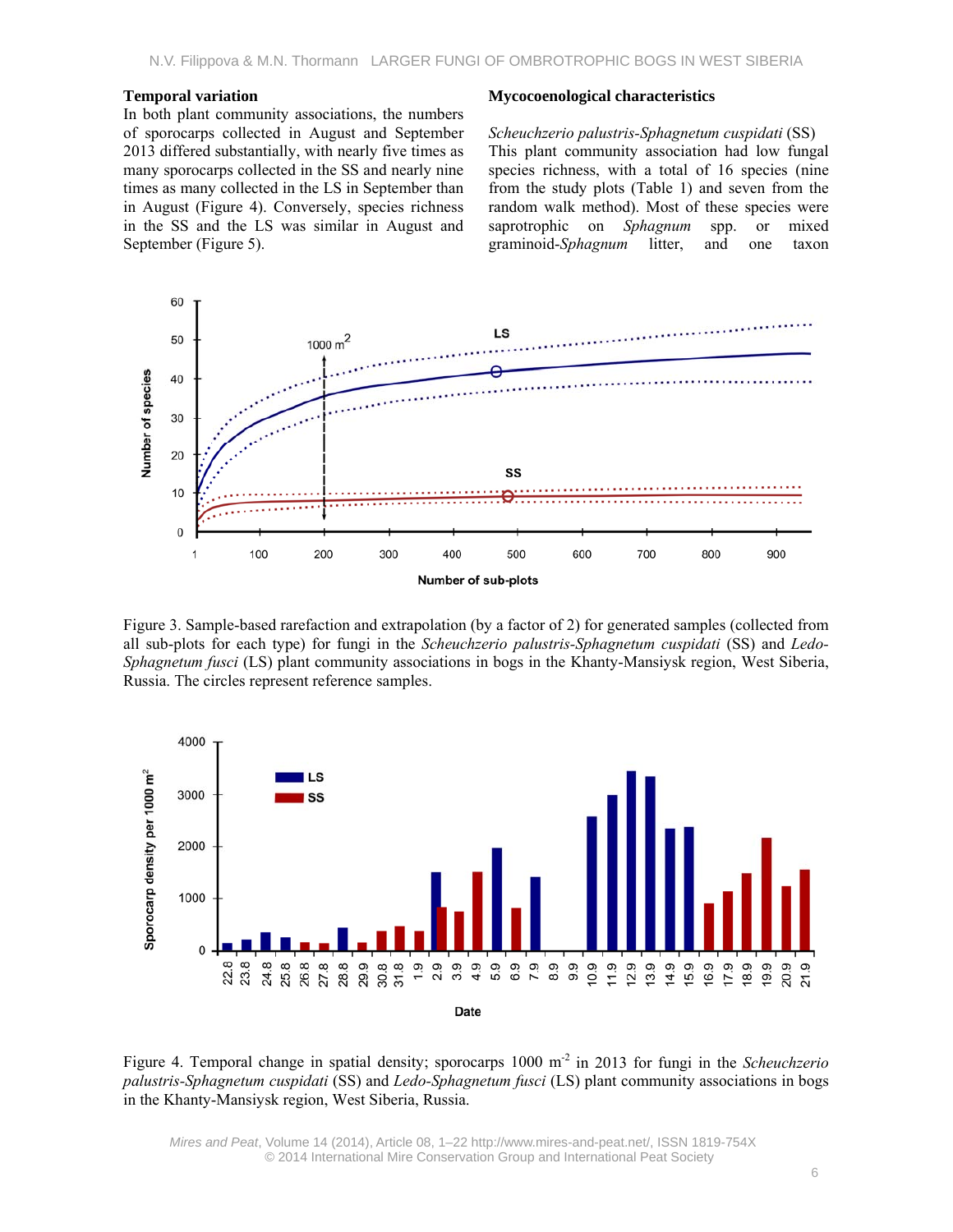### Temporal variation

In both plant community associations, the numbers of sporocarps collected in August and September 2013 differed substantially, with nearly five times as many sporocarps collected in the SS and nearly nine times as many collected in the LS in September than in August (Figure 4). Conversely, species richness in the SS and the LS was similar in August and September (Figure 5).

### Mycocoenological characteristics

*Scheuchzerio palustris-Sphagnetum cuspidati* (SS)
This plant community association had low fungal species richness, with a total of 16 species (nine from the study plots (Table 1) and seven from the random walk method). Most of these species were saprotrophic on *Sphagnum* spp. or mixed graminoid-*Sphagnum* litter, and one taxon

Figure 3. Sample-based rarefaction and extrapolation (by a factor of 2) for generated samples (collected from all sub-plots for each type) for fungi in the *Scheuchzerio palustris-Sphagnetum cuspidati* (SS) and *Ledo-Sphagnetum fusci* (LS) plant community associations in bogs in the Khanty-Mansiysk region, West Siberia, Russia. The circles represent reference samples.

Figure 4. Temporal change in spatial density; sporocarps 1000 $m^{-2}$ in 2013 for fungi in the *Scheuchzerio palustris-Sphagnetum cuspidati* (SS) and *Ledo-Sphagnetum fusci* (LS) plant community associations in bogs in the Khanty-Mansiysk region, West Siberia, Russia.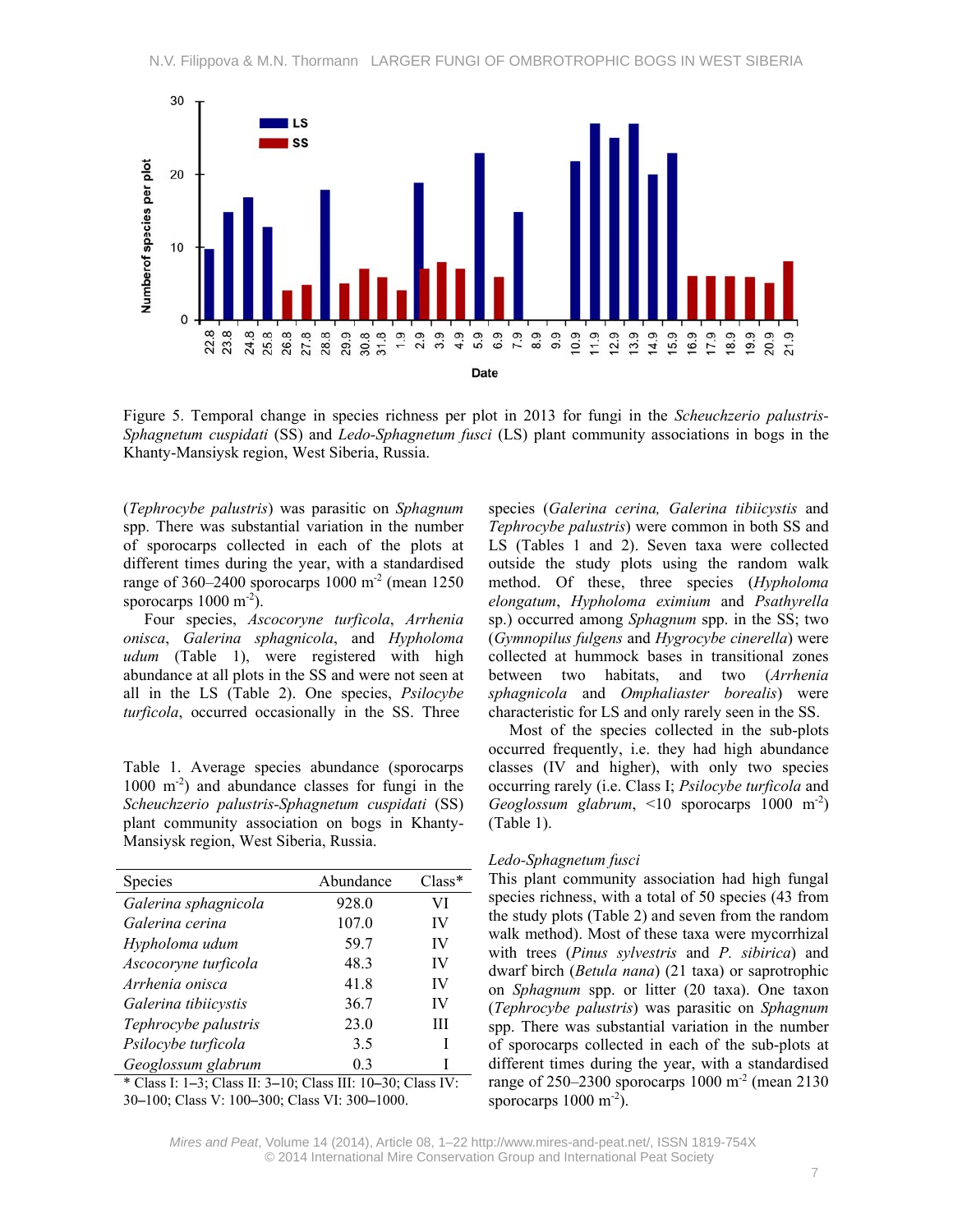Figure 5. Temporal change in species richness per plot in 2013 for fungi in the *Scheuchzerio palustris-Sphagnetum cuspidati* (SS) and *Ledo-Sphagnetum fusci* (LS) plant community associations in bogs in the Khanty-Mansiysk region, West Siberia, Russia.

(*Tephrocybe palustris*) was parasitic on *Sphagnum* spp. There was substantial variation in the number of sporocarps collected in each of the plots at different times during the year, with a standardised range of 360–2400 sporocarps 1000 $m^{-2}$ (mean 1250 sporocarps 1000 $m^{-2}$).

Four species, *Ascocoryne turficola*, *Arrhenia onisca*, *Galerina sphagnicola*, and *Hypholoma udum* (Table 1), were registered with high abundance at all plots in the SS and were not seen at all in the LS (Table 2). One species, *Psilocybe turficola*, occurred occasionally in the SS. Three species (*Galerina cerina, Galerina tibiicystis* and *Tephrocybe palustris*) were common in both SS and LS (Tables 1 and 2). Seven taxa were collected outside the study plots using the random walk method. Of these, three species (*Hypholoma elongatum*, *Hypholoma eximium* and *Psathyrella* sp.) occurred among *Sphagnum* spp. in the SS; two (*Gymnopilus fulgens* and *Hygrocybe cinerella*) were collected at hummock bases in transitional zones between two habitats, and two (*Arrhenia sphagnicola* and *Omphaliaster borealis*) were characteristic for LS and only rarely seen in the SS.

Most of the species collected in the sub-plots occurred frequently, i.e. they had high abundance classes (IV and higher), with only two species occurring rarely (i.e. Class I; *Psilocybe turficola* and *Geoglossum glabrum*, <10 sporocarps 1000 $m^{-2}$) (Table 1).

Table 1. Average species abundance (sporocarps 1000 $m^{-2}$) and abundance classes for fungi in the *Scheuchzerio palustris-Sphagnetum cuspidati* (SS) plant community association on bogs in Khanty-Mansiysk region, West Siberia, Russia.

| Species | Abundance | Class* |
|---|---|---|
| *Galerina sphagnicola* | 928.0 | VI |
| *Galerina cerina* | 107.0 | IV |
| *Hypholoma udum* | 59.7 | IV |
| *Ascocoryne turficola* | 48.3 | IV |
| *Arrhenia onisca* | 41.8 | IV |
| *Galerina tibiicystis* | 36.7 | IV |
| *Tephrocybe palustris* | 23.0 | III |
| *Psilocybe turficola* | 3.5 | I |
| *Geoglossum glabrum* | 0.3 | I |

\* Class I: 1–3; Class II: 3–10; Class III: 10–30; Class IV: 30–100; Class V: 100–300; Class VI: 300–1000.

### *Ledo-Sphagnetum fusci*

This plant community association had high fungal species richness, with a total of 50 species (43 from the study plots (Table 2) and seven from the random walk method). Most of these taxa were mycorrhizal with trees (*Pinus sylvestris* and *P. sibirica*) and dwarf birch (*Betula nana*) (21 taxa) or saprotrophic on *Sphagnum* spp. or litter (20 taxa). One taxon (*Tephrocybe palustris*) was parasitic on *Sphagnum* spp. There was substantial variation in the number of sporocarps collected in each of the sub-plots at different times during the year, with a standardised range of 250–2300 sporocarps 1000 $m^{-2}$ (mean 2130 sporocarps 1000 $m^{-2}$).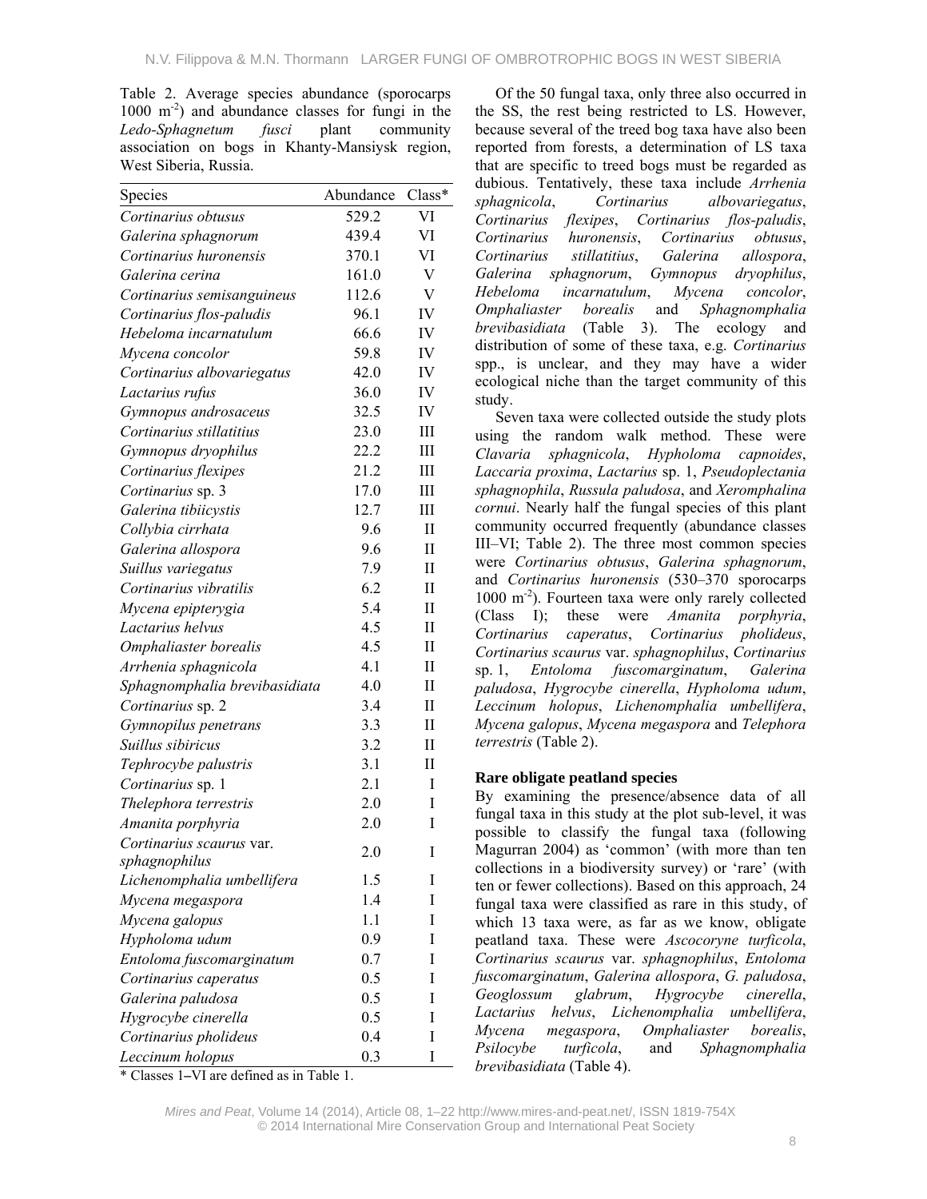Table 2. Average species abundance (sporocarps 1000 $m^{-2}$) and abundance classes for fungi in the *Ledo-Sphagnetum fusci* plant community association on bogs in Khanty-Mansiysk region, West Siberia, Russia.

| Species | Abundance | Class* |
|---|---|---|
| *Cortinarius obtusus* | 529.2 | VI |
| *Galerina sphagnorum* | 439.4 | VI |
| *Cortinarius huronensis* | 370.1 | VI |
| *Galerina cerina* | 161.0 | V |
| *Cortinarius semisanguineus* | 112.6 | V |
| *Cortinarius flos-paludis* | 96.1 | IV |
| *Hebeloma incarnatulum* | 66.6 | IV |
| *Mycena concolor* | 59.8 | IV |
| *Cortinarius albovariegatus* | 42.0 | IV |
| *Lactarius rufus* | 36.0 | IV |
| *Gymnopus androsaceus* | 32.5 | IV |
| *Cortinarius stillatitius* | 23.0 | III |
| *Gymnopus dryophilus* | 22.2 | III |
| *Cortinarius flexipes* | 21.2 | III |
| *Cortinarius* sp. 3 | 17.0 | III |
| *Galerina tibiicystis* | 12.7 | III |
| *Collybia cirrhata* | 9.6 | II |
| *Galerina allospora* | 9.6 | II |
| *Suillus variegatus* | 7.9 | II |
| *Cortinarius vibratilis* | 6.2 | II |
| *Mycena epipterygia* | 5.4 | II |
| *Lactarius helvus* | 4.5 | II |
| *Omphaliaster borealis* | 4.5 | II |
| *Arrhenia sphagnicola* | 4.1 | II |
| *Sphagnomphalia brevibasidiata* | 4.0 | II |
| *Cortinarius* sp. 2 | 3.4 | II |
| *Gymnopilus penetrans* | 3.3 | II |
| *Suillus sibiricus* | 3.2 | II |
| *Tephrocybe palustris* | 3.1 | II |
| *Cortinarius* sp. 1 | 2.1 | I |
| *Thelephora terrestris* | 2.0 | I |
| *Amanita porphyria* | 2.0 | I |
| *Cortinarius scaurus* var. *sphagnophilus* | 2.0 | I |
| *Lichenomphalia umbellifera* | 1.5 | I |
| *Mycena megaspora* | 1.4 | I |
| *Mycena galopus* | 1.1 | I |
| *Hypholoma udum* | 0.9 | I |
| *Entoloma fuscomarginatum* | 0.7 | I |
| *Cortinarius caperatus* | 0.5 | I |
| *Galerina paludosa* | 0.5 | I |
| *Hygrocybe cinerella* | 0.5 | I |
| *Cortinarius pholideus* | 0.4 | I |
| *Leccinum holopus* | 0.3 | I |

\* Classes 1–VI are defined as in Table 1.

Of the 50 fungal taxa, only three also occurred in the SS, the rest being restricted to LS. However, because several of the treed bog taxa have also been reported from forests, a determination of LS taxa that are specific to treed bogs must be regarded as dubious. Tentatively, these taxa include *Arrhenia sphagnicola*, *Cortinarius albovariegatus*, *Cortinarius flexipes*, *Cortinarius flos-paludis*, *Cortinarius huronensis*, *Cortinarius obtusus*, *Cortinarius stillatitius*, *Galerina allospora*, *Galerina sphagnorum*, *Gymnopus dryophilus*, *Hebeloma incarnatulum*, *Mycena concolor*, *Omphaliaster borealis* and *Sphagnomphalia brevibasidiata* (Table 3). The ecology and distribution of some of these taxa, e.g. *Cortinarius* spp., is unclear, and they may have a wider ecological niche than the target community of this study.

Seven taxa were collected outside the study plots using the random walk method. These were *Clavaria sphagnicola*, *Hypholoma capnoides*, *Laccaria proxima*, *Lactarius* sp. 1, *Pseudoplectania sphagnophila*, *Russula paludosa*, and *Xeromphalina cornui*. Nearly half the fungal species of this plant community occurred frequently (abundance classes III–VI; Table 2). The three most common species were *Cortinarius obtusus*, *Galerina sphagnorum*, and *Cortinarius huronensis* (530–370 sporocarps 1000 $m^{-2}$). Fourteen taxa were only rarely collected (Class I); these were *Amanita porphyria*, *Cortinarius caperatus*, *Cortinarius pholideus*, *Cortinarius scaurus* var. *sphagnophilus*, *Cortinarius* sp. 1, *Entoloma fuscomarginatum*, *Galerina paludosa*, *Hygrocybe cinerella*, *Hypholoma udum*, *Leccinum holopus*, *Lichenomphalia umbellifera*, *Mycena galopus*, *Mycena megaspora* and *Telephora terrestris* (Table 2).

### Rare obligate peatland species

By examining the presence/absence data of all fungal taxa in this study at the plot sub-level, it was possible to classify the fungal taxa (following Magurran 2004) as 'common' (with more than ten collections in a biodiversity survey) or 'rare' (with ten or fewer collections). Based on this approach, 24 fungal taxa were classified as rare in this study, of which 13 taxa were, as far as we know, obligate peatland taxa. These were *Ascocoryne turficola*, *Cortinarius scaurus* var. *sphagnophilus*, *Entoloma fuscomarginatum*, *Galerina allospora*, *G. paludosa*, *Geoglossum glabrum*, *Hygrocybe cinerella*, *Lactarius helvus*, *Lichenomphalia umbellifera*, *Mycena megaspora*, *Omphaliaster borealis*, *Psilocybe turficola*, and *Sphagnomphalia brevibasidiata* (Table 4).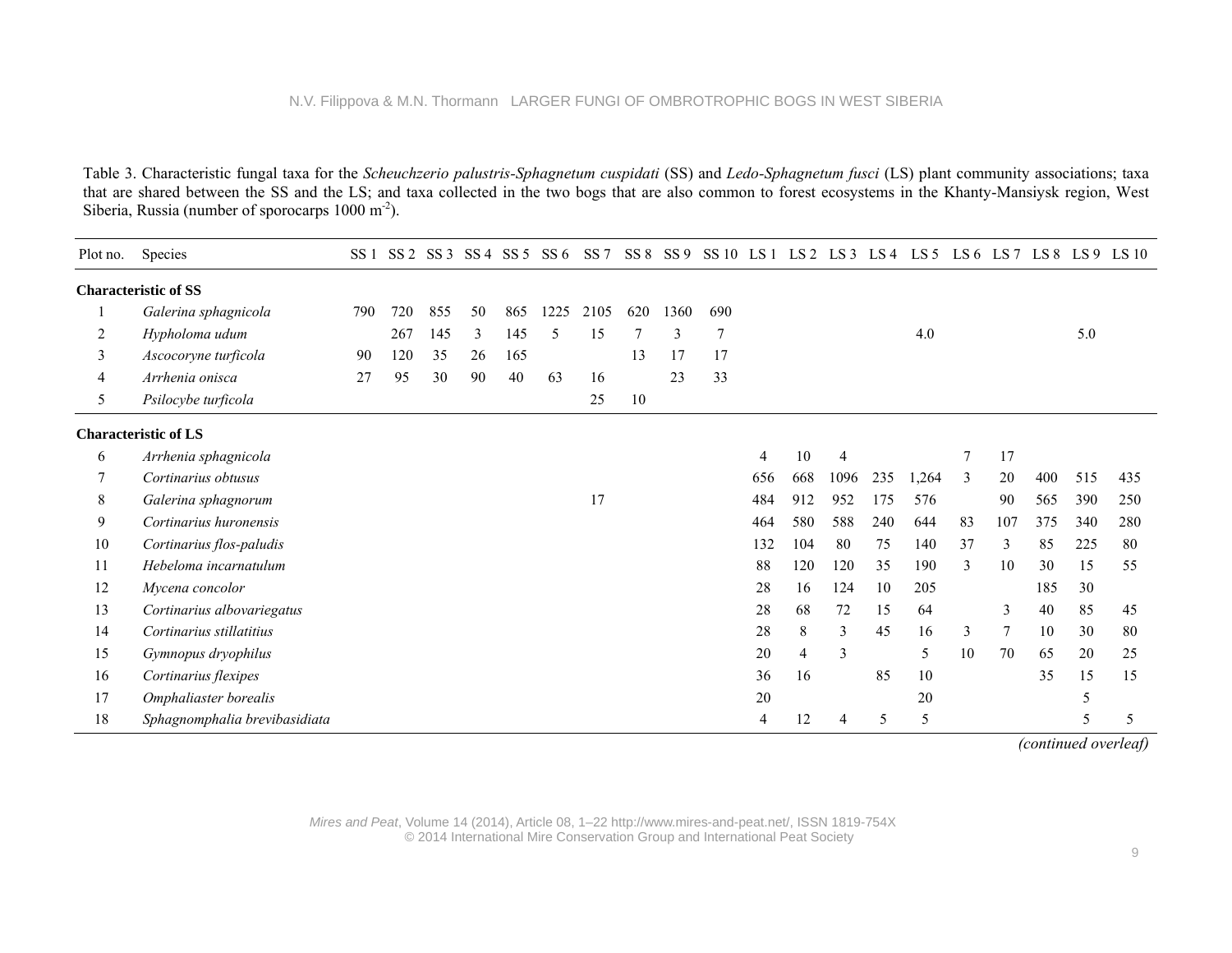Table 3. Characteristic fungal taxa for the *Scheuchzerio palustris-Sphagnetum cuspidati* (SS) and *Ledo-Sphagnetum fusci* (LS) plant community associations; taxa that are shared between the SS and the LS; and taxa collected in the two bogs that are also common to forest ecosystems in the Khanty-Mansiysk region, West Siberia, Russia (number of sporocarps 1000 m$^{-2}$).

| Plot no. | Species | SS 1 | SS 2 | SS 3 | SS 4 | SS 5 | SS 6 | SS 7 | SS 8 | SS 9 | SS 10 | LS 1 | LS 2 | LS 3 | LS 4 | LS 5 | LS 6 | LS 7 | LS 8 | LS 9 | LS 10 |
|---|---|---|---|---|---|---|---|---|---|---|---|---|---|---|---|---|---|---|---|---|---|
| **Characteristic of SS** | | | | | | | | | | | | | | | | | | | | | |
| 1 | *Galerina sphagnicola* | 790 | 720 | 855 | 50 | 865 | 1225 | 2105 | 620 | 1360 | 690 | | | | | | | | | | |
| 2 | *Hypholoma udum* | | 267 | 145 | 3 | 145 | 5 | 15 | 7 | 3 | 7 | | | | | 4.0 | | | | 5.0 | |
| 3 | *Ascocoryne turficola* | 90 | 120 | 35 | 26 | 165 | | | 13 | 17 | 17 | | | | | | | | | | |
| 4 | *Arrhenia onisca* | 27 | 95 | 30 | 90 | 40 | 63 | 16 | | 23 | 33 | | | | | | | | | | |
| 5 | *Psilocybe turficola* | | | | | | | 25 | 10 | | | | | | | | | | | | |
| **Characteristic of LS** | | | | | | | | | | | | | | | | | | | | | |
| 6 | *Arrhenia sphagnicola* | | | | | | | | | | | 4 | 10 | 4 | | | 7 | 17 | | | |
| 7 | *Cortinarius obtusus* | | | | | | | | | | | 656 | 668 | 1096 | 235 | 1,264 | 3 | 20 | 400 | 515 | 435 |
| 8 | *Galerina sphagnorum* | | | | | | | 17 | | | | 484 | 912 | 952 | 175 | 576 | | 90 | 565 | 390 | 250 |
| 9 | *Cortinarius huronensis* | | | | | | | | | | | 464 | 580 | 588 | 240 | 644 | 83 | 107 | 375 | 340 | 280 |
| 10 | *Cortinarius flos-paludis* | | | | | | | | | | | 132 | 104 | 80 | 75 | 140 | 37 | 3 | 85 | 225 | 80 |
| 11 | *Hebeloma incarnatulum* | | | | | | | | | | | 88 | 120 | 120 | 35 | 190 | 3 | 10 | 30 | 15 | 55 |
| 12 | *Mycena concolor* | | | | | | | | | | | 28 | 16 | 124 | 10 | 205 | | | 185 | 30 | |
| 13 | *Cortinarius albovariegatus* | | | | | | | | | | | 28 | 68 | 72 | 15 | 64 | | 3 | 40 | 85 | 45 |
| 14 | *Cortinarius stillatitius* | | | | | | | | | | | 28 | 8 | 3 | 45 | 16 | 3 | 7 | 10 | 30 | 80 |
| 15 | *Gymnopus dryophilus* | | | | | | | | | | | 20 | 4 | 3 | | 5 | 10 | 70 | 65 | 20 | 25 |
| 16 | *Cortinarius flexipes* | | | | | | | | | | | 36 | 16 | | 85 | 10 | | | 35 | 15 | 15 |
| 17 | *Omphaliaster borealis* | | | | | | | | | | | 20 | | | | 20 | | | | 5 | |
| 18 | *Sphagnomphalia brevibasidiata* | | | | | | | | | | | 4 | 12 | 4 | 5 | 5 | | | | 5 | 5 |

*(continued overleaf)*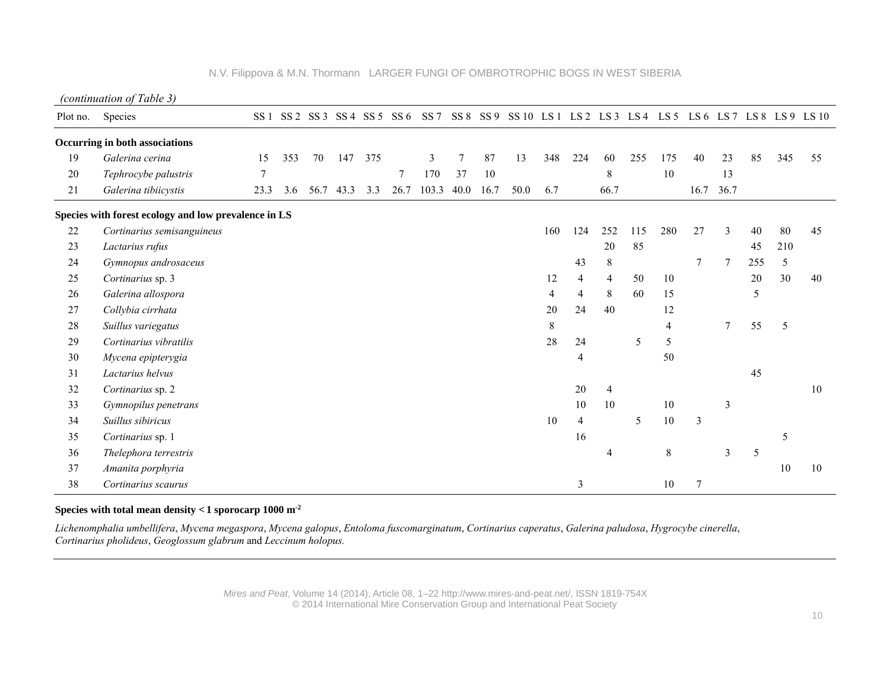*(continuation of Table 3)*

| Plot no. | Species | SS 1 | SS 2 | SS 3 | SS 4 | SS 5 | SS 6 | SS 7 | SS 8 | SS 9 | SS 10 | LS 1 | LS 2 | LS 3 | LS 4 | LS 5 | LS 6 | LS 7 | LS 8 | LS 9 | LS 10 |
|---|---|---|---|---|---|---|---|---|---|---|---|---|---|---|---|---|---|---|---|---|---|
| **Occurring in both associations** | | | | | | | | | | | | | | | | | | | | | |
| 19 | *Galerina cerina* | 15 | 353 | 70 | 147 | 375 | | 3 | 7 | 87 | 13 | 348 | 224 | 60 | 255 | 175 | 40 | 23 | 85 | 345 | 55 |
| 20 | *Tephrocybe palustris* | 7 | | | | | 7 | 170 | 37 | 10 | | | | 8 | | 10 | | 13 | | | |
| 21 | *Galerina tibiicystis* | 23.3 | 3.6 | 56.7 | 43.3 | 3.3 | 26.7 | 103.3 | 40.0 | 16.7 | 50.0 | 6.7 | | 66.7 | | | 16.7 | 36.7 | | | |
| **Species with forest ecology and low prevalence in LS** | | | | | | | | | | | | | | | | | | | | | |
| 22 | *Cortinarius semisanguineus* | | | | | | | | | | | 160 | 124 | 252 | 115 | 280 | 27 | 3 | 40 | 80 | 45 |
| 23 | *Lactarius rufus* | | | | | | | | | | | | | 20 | 85 | | | | 45 | 210 | |
| 24 | *Gymnopus androsaceus* | | | | | | | | | | | | 43 | 8 | | | 7 | 7 | 255 | 5 | |
| 25 | *Cortinarius* sp. 3 | | | | | | | | | | | 12 | 4 | 4 | 50 | 10 | | | 20 | 30 | 40 |
| 26 | *Galerina allospora* | | | | | | | | | | | 4 | 4 | 8 | 60 | 15 | | | 5 | | |
| 27 | *Collybia cirrhata* | | | | | | | | | | | 20 | 24 | 40 | | 12 | | | | | |
| 28 | *Suillus variegatus* | | | | | | | | | | | 8 | | | | 4 | | 7 | 55 | 5 | |
| 29 | *Cortinarius vibratilis* | | | | | | | | | | | 28 | 24 | | 5 | 5 | | | | | |
| 30 | *Mycena epipterygia* | | | | | | | | | | | | 4 | | | 50 | | | | | |
| 31 | *Lactarius helvus* | | | | | | | | | | | | | | | | | | 45 | | |
| 32 | *Cortinarius* sp. 2 | | | | | | | | | | | | 20 | 4 | | | | | | | 10 |
| 33 | *Gymnopilus penetrans* | | | | | | | | | | | | 10 | 10 | | 10 | | 3 | | | |
| 34 | *Suillus sibiricus* | | | | | | | | | | | 10 | 4 | | 5 | 10 | 3 | | | | |
| 35 | *Cortinarius* sp. 1 | | | | | | | | | | | | 16 | | | | | | | 5 | |
| 36 | *Thelephora terrestris* | | | | | | | | | | | | | 4 | | 8 | | 3 | 5 | | |
| 37 | *Amanita porphyria* | | | | | | | | | | | | | | | | | | | 10 | 10 |
| 38 | *Cortinarius scaurus* | | | | | | | | | | | | 3 | | | 10 | 7 | | | | |

**Species with total mean density < 1 sporocarp 1000 m$^{-2}$**

*Lichenomphalia umbellifera*, *Mycena megaspora*, *Mycena galopus*, *Entoloma fuscomarginatum*, *Cortinarius caperatus*, *Galerina paludosa*, *Hygrocybe cinerella*, *Cortinarius pholideus*, *Geoglossum glabrum* and *Leccinum holopus.*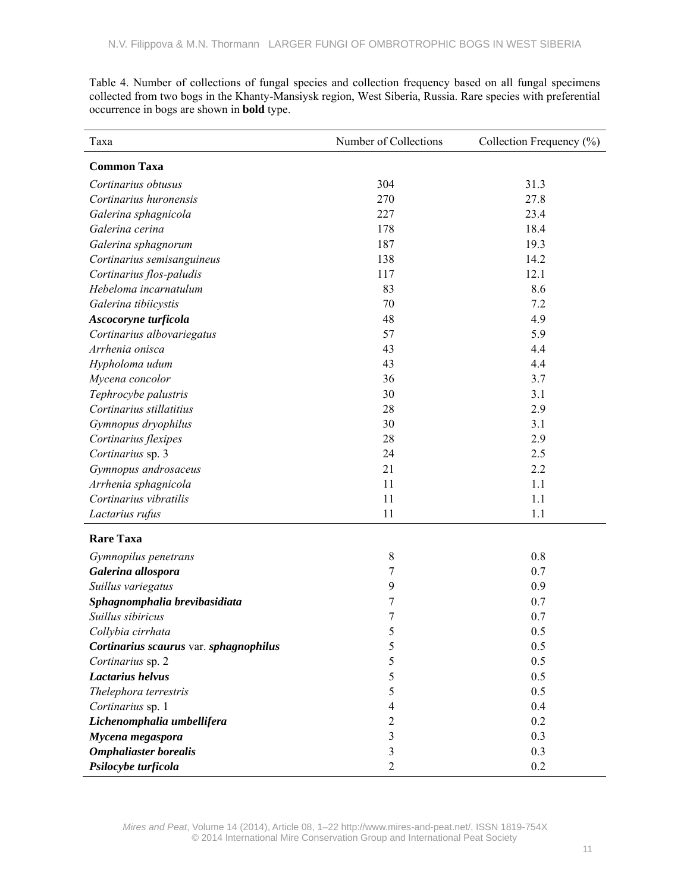Table 4. Number of collections of fungal species and collection frequency based on all fungal specimens collected from two bogs in the Khanty-Mansiysk region, West Siberia, Russia. Rare species with preferential occurrence in bogs are shown in **bold** type.

| Taxa | Number of Collections | Collection Frequency (%) |
|---|---|---|
| **Common Taxa** | | |
| *Cortinarius obtusus* | 304 | 31.3 |
| *Cortinarius huronensis* | 270 | 27.8 |
| *Galerina sphagnicola* | 227 | 23.4 |
| *Galerina cerina* | 178 | 18.4 |
| *Galerina sphagnorum* | 187 | 19.3 |
| *Cortinarius semisanguineus* | 138 | 14.2 |
| *Cortinarius flos-paludis* | 117 | 12.1 |
| *Hebeloma incarnatulum* | 83 | 8.6 |
| *Galerina tibiicystis* | 70 | 7.2 |
| ***Ascocoryne turficola*** | 48 | 4.9 |
| *Cortinarius albovariegatus* | 57 | 5.9 |
| *Arrhenia onisca* | 43 | 4.4 |
| *Hypholoma udum* | 43 | 4.4 |
| *Mycena concolor* | 36 | 3.7 |
| *Tephrocybe palustris* | 30 | 3.1 |
| *Cortinarius stillatitius* | 28 | 2.9 |
| *Gymnopus dryophilus* | 30 | 3.1 |
| *Cortinarius flexipes* | 28 | 2.9 |
| *Cortinarius* sp. 3 | 24 | 2.5 |
| *Gymnopus androsaceus* | 21 | 2.2 |
| *Arrhenia sphagnicola* | 11 | 1.1 |
| *Cortinarius vibratilis* | 11 | 1.1 |
| *Lactarius rufus* | 11 | 1.1 |
| **Rare Taxa** | | |
| *Gymnopilus penetrans* | 8 | 0.8 |
| ***Galerina allospora*** | 7 | 0.7 |
| *Suillus variegatus* | 9 | 0.9 |
| ***Sphagnomphalia brevibasidiata*** | 7 | 0.7 |
| *Suillus sibiricus* | 7 | 0.7 |
| *Collybia cirrhata* | 5 | 0.5 |
| ***Cortinarius scaurus*** var. ***sphagnophilus*** | 5 | 0.5 |
| *Cortinarius* sp. 2 | 5 | 0.5 |
| ***Lactarius helvus*** | 5 | 0.5 |
| *Thelephora terrestris* | 5 | 0.5 |
| *Cortinarius* sp. 1 | 4 | 0.4 |
| ***Lichenomphalia umbellifera*** | 2 | 0.2 |
| ***Mycena megaspora*** | 3 | 0.3 |
| ***Omphaliaster borealis*** | 3 | 0.3 |
| ***Psilocybe turficola*** | 2 | 0.2 |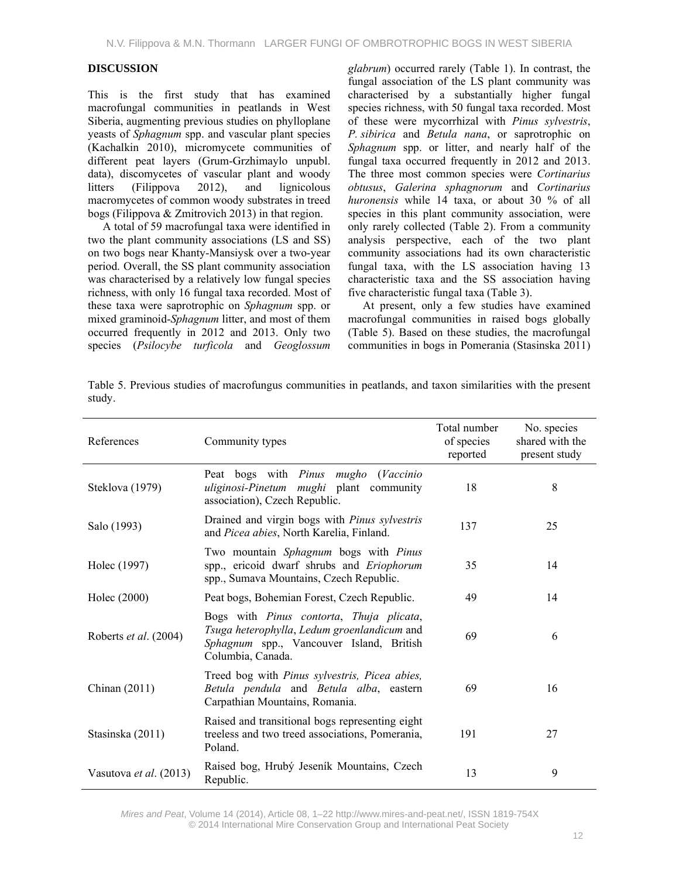## DISCUSSION

This is the first study that has examined macrofungal communities in peatlands in West Siberia, augmenting previous studies on phylloplane yeasts of *Sphagnum* spp. and vascular plant species (Kachalkin 2010), micromycete communities of different peat layers (Grum-Grzhimaylo unpubl. data), discomycetes of vascular plant and woody litters (Filippova 2012), and lignicolous macromycetes of common woody substrates in treed bogs (Filippova & Zmitrovich 2013) in that region.

A total of 59 macrofungal taxa were identified in two the plant community associations (LS and SS) on two bogs near Khanty-Mansiysk over a two-year period. Overall, the SS plant community association was characterised by a relatively low fungal species richness, with only 16 fungal taxa recorded. Most of these taxa were saprotrophic on *Sphagnum* spp. or mixed graminoid-*Sphagnum* litter, and most of them occurred frequently in 2012 and 2013. Only two species (*Psilocybe turficola* and *Geoglossum glabrum*) occurred rarely (Table 1). In contrast, the fungal association of the LS plant community was characterised by a substantially higher fungal species richness, with 50 fungal taxa recorded. Most of these were mycorrhizal with *Pinus sylvestris*, *P. sibirica* and *Betula nana*, or saprotrophic on *Sphagnum* spp. or litter, and nearly half of the fungal taxa occurred frequently in 2012 and 2013. The three most common species were *Cortinarius obtusus*, *Galerina sphagnorum* and *Cortinarius huronensis* while 14 taxa, or about 30 % of all species in this plant community association, were only rarely collected (Table 2). From a community analysis perspective, each of the two plant community associations had its own characteristic fungal taxa, with the LS association having 13 characteristic taxa and the SS association having five characteristic fungal taxa (Table 3).

At present, only a few studies have examined macrofungal communities in raised bogs globally (Table 5). Based on these studies, the macrofungal communities in bogs in Pomerania (Stasinska 2011)

Table 5. Previous studies of macrofungus communities in peatlands, and taxon similarities with the present study.

| References | Community types | Total number of species reported | No. species shared with the present study |
|---|---|---|---|
| Steklova (1979) | Peat bogs with *Pinus mugho* (*Vaccinio uliginosi-Pinetum mughi* plant community association), Czech Republic. | 18 | 8 |
| Salo (1993) | Drained and virgin bogs with *Pinus sylvestris* and *Picea abies*, North Karelia, Finland. | 137 | 25 |
| Holec (1997) | Two mountain *Sphagnum* bogs with *Pinus* spp., ericoid dwarf shrubs and *Eriophorum* spp., Sumava Mountains, Czech Republic. | 35 | 14 |
| Holec (2000) | Peat bogs, Bohemian Forest, Czech Republic. | 49 | 14 |
| Roberts *et al*. (2004) | Bogs with *Pinus contorta*, *Thuja plicata*, *Tsuga heterophylla*, *Ledum groenlandicum* and *Sphagnum* spp., Vancouver Island, British Columbia, Canada. | 69 | 6 |
| Chinan (2011) | Treed bog with *Pinus sylvestris, Picea abies, Betula pendula* and *Betula alba*, eastern Carpathian Mountains, Romania. | 69 | 16 |
| Stasinska (2011) | Raised and transitional bogs representing eight treeless and two treed associations, Pomerania, Poland. | 191 | 27 |
| Vasutova *et al*. (2013) | Raised bog, Hrubý Jeseník Mountains, Czech Republic. | 13 | 9 |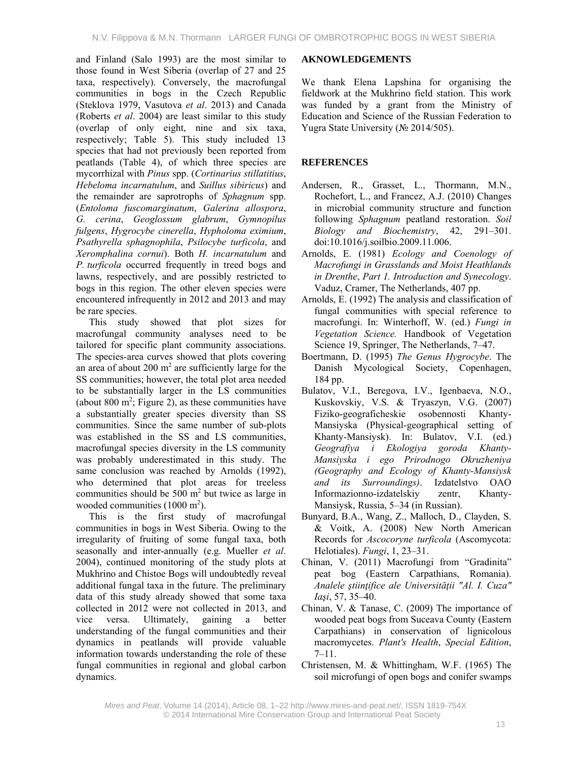and Finland (Salo 1993) are the most similar to those found in West Siberia (overlap of 27 and 25 taxa, respectively). Conversely, the macrofungal communities in bogs in the Czech Republic (Steklova 1979, Vasutova *et al*. 2013) and Canada (Roberts *et al*. 2004) are least similar to this study (overlap of only eight, nine and six taxa, respectively; Table 5). This study included 13 species that had not previously been reported from peatlands (Table 4), of which three species are mycorrhizal with *Pinus* spp. (*Cortinarius stillatitius*, *Hebeloma incarnatulum*, and *Suillus sibiricus*) and the remainder are saprotrophs of *Sphagnum* spp. (*Entoloma fuscomarginatum*, *Galerina allospora*, *G. cerina*, *Geoglossum glabrum*, *Gymnopilus fulgens*, *Hygrocybe cinerella*, *Hypholoma eximium*, *Psathyrella sphagnophila*, *Psilocybe turficola*, and *Xeromphalina cornui*). Both *H. incarnatulum* and *P. turficola* occurred frequently in treed bogs and lawns, respectively, and are possibly restricted to bogs in this region. The other eleven species were encountered infrequently in 2012 and 2013 and may be rare species.

This study showed that plot sizes for macrofungal community analyses need to be tailored for specific plant community associations. The species-area curves showed that plots covering an area of about 200 m$^2$ are sufficiently large for the SS communities; however, the total plot area needed to be substantially larger in the LS communities (about 800 m$^2$; Figure 2), as these communities have a substantially greater species diversity than SS communities. Since the same number of sub-plots was established in the SS and LS communities, macrofungal species diversity in the LS community was probably underestimated in this study. The same conclusion was reached by Arnolds (1992), who determined that plot areas for treeless communities should be 500 m$^2$ but twice as large in wooded communities (1000 m$^2$).

This is the first study of macrofungal communities in bogs in West Siberia. Owing to the irregularity of fruiting of some fungal taxa, both seasonally and inter-annually (e.g. Mueller *et al*. 2004), continued monitoring of the study plots at Mukhrino and Chistoe Bogs will undoubtedly reveal additional fungal taxa in the future. The preliminary data of this study already showed that some taxa collected in 2012 were not collected in 2013, and vice versa. Ultimately, gaining a better understanding of the fungal communities and their dynamics in peatlands will provide valuable information towards understanding the role of these fungal communities in regional and global carbon dynamics.

## AKNOWLEDGEMENTS

We thank Elena Lapshina for organising the fieldwork at the Mukhrino field station. This work was funded by a grant from the Ministry of Education and Science of the Russian Federation to Yugra State University (№ 2014/505).

## REFERENCES

Andersen, R., Grasset, L., Thormann, M.N., Rochefort, L., and Francez, A.J. (2010) Changes in microbial community structure and function following *Sphagnum* peatland restoration. *Soil Biology and Biochemistry*, 42, 291–301. doi:10.1016/j.soilbio.2009.11.006.

Arnolds, E. (1981) *Ecology and Coenology of Macrofungi in Grasslands and Moist Heathlands in Drenthe*, *Part 1. Introduction and Synecology*. Vaduz, Cramer, The Netherlands, 407 pp.

Arnolds, E. (1992) The analysis and classification of fungal communities with special reference to macrofungi. In: Winterhoff, W. (ed.) *Fungi in Vegetation Science.* Handbook of Vegetation Science 19, Springer, The Netherlands, 7–47.

Boertmann, D. (1995) *The Genus Hygrocybe*. The Danish Mycological Society, Copenhagen, 184 pp.

Bulatov, V.I., Beregova, I.V., Igenbaeva, N.O., Kuskovskiy, V.S. & Tryaszyn, V.G. (2007) Fiziko-geograficheskie osobennosti Khanty-Mansiyska (Physical-geographical setting of Khanty-Mansiysk). In: Bulatov, V.I. (ed.) *Geografiya i Ekologiya goroda Khanty-Mansiyska i ego Prirodnogo Okruzheniya (Geography and Ecology of Khanty-Mansiysk and its Surroundings)*. Izdatelstvo OAO Informazionno-izdatelskiy zentr, Khanty-Mansiysk, Russia, 5–34 (in Russian).

Bunyard, B.A., Wang, Z., Malloch, D., Clayden, S. & Voitk, A. (2008) New North American Records for *Ascocoryne turficola* (Ascomycota: Helotiales). *Fungi*, 1, 23–31.

Chinan, V. (2011) Macrofungi from "Gradinita" peat bog (Eastern Carpathians, Romania). *Analele ştiinţifice ale Universităţii "Al. I. Cuza" Iaşi*, 57, 35–40.

Chinan, V. & Tanase, C. (2009) The importance of wooded peat bogs from Suceava County (Eastern Carpathians) in conservation of lignicolous macromycetes. *Plant's Health*, *Special Edition*, 7–11.

Christensen, M. & Whittingham, W.F. (1965) The soil microfungi of open bogs and conifer swamps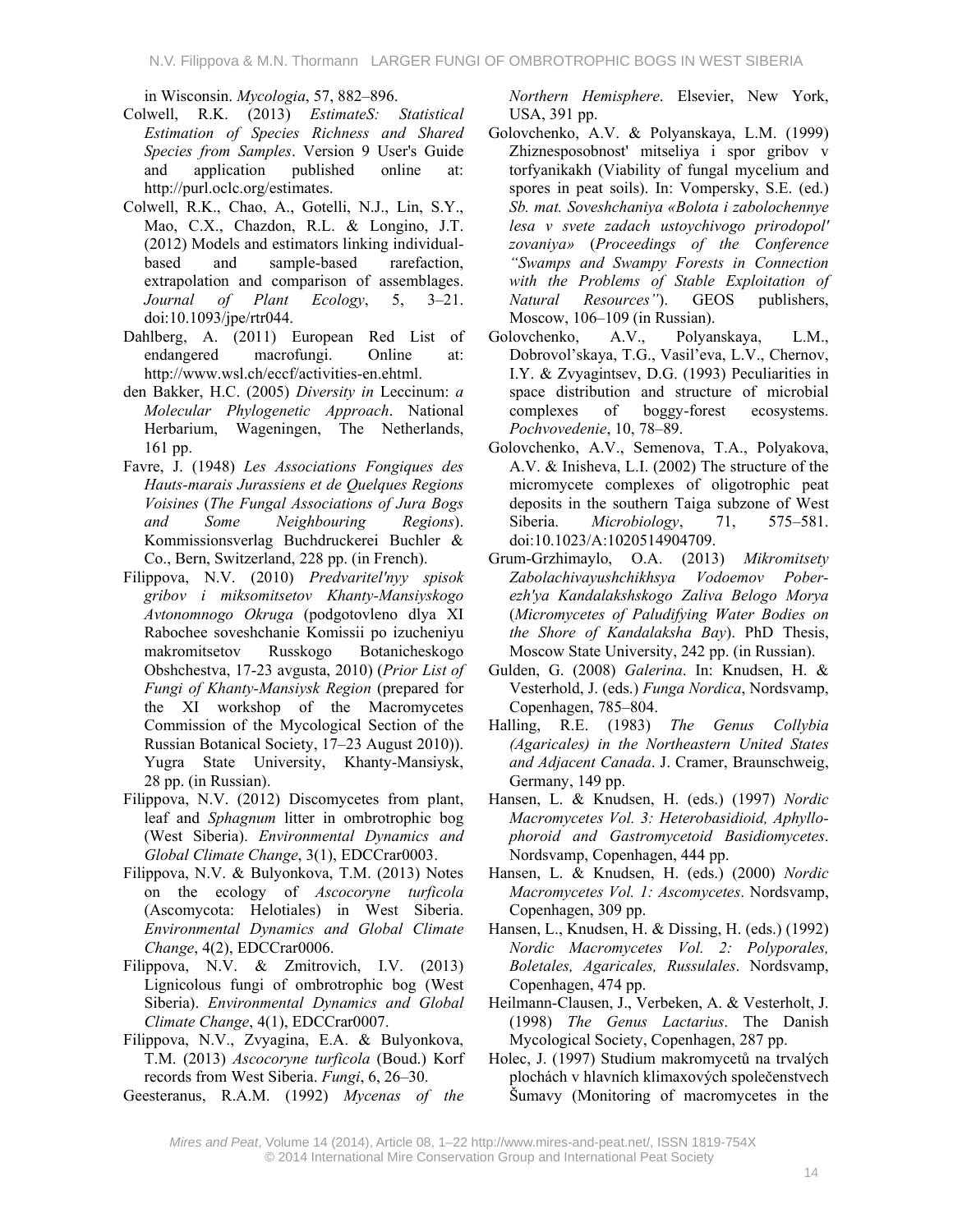in Wisconsin. *Mycologia*, 57, 882–896.

Colwell, R.K. (2013) *EstimateS: Statistical Estimation of Species Richness and Shared Species from Samples*. Version 9 User's Guide and application published online at: http://purl.oclc.org/estimates.

Colwell, R.K., Chao, A., Gotelli, N.J., Lin, S.Y., Mao, C.X., Chazdon, R.L. & Longino, J.T. (2012) Models and estimators linking individual-based and sample-based rarefaction, extrapolation and comparison of assemblages. *Journal of Plant Ecology*, 5, 3–21. doi:10.1093/jpe/rtr044.

Dahlberg, A. (2011) European Red List of endangered macrofungi. Online at: http://www.wsl.ch/eccf/activities-en.ehtml.

den Bakker, H.C. (2005) *Diversity in* Leccinum: *a Molecular Phylogenetic Approach*. National Herbarium, Wageningen, The Netherlands, 161 pp.

Favre, J. (1948) *Les Associations Fongiques des Hauts-marais Jurassiens et de Quelques Regions Voisines* (*The Fungal Associations of Jura Bogs and Some Neighbouring Regions*). Kommissionsverlag Buchdruckerei Buchler & Co., Bern, Switzerland, 228 pp. (in French).

Filippova, N.V. (2010) *Predvaritel'nyy spisok gribov i miksomitsetov Khanty-Mansiyskogo Avtonomnogo Okruga* (podgotovleno dlya XI Rabochee soveshchanie Komissii po izucheniyu makromitsetov Russkogo Botanicheskogo Obshchestva, 17-23 avgusta, 2010) (*Prior List of Fungi of Khanty-Mansiysk Region* (prepared for the XI workshop of the Macromycetes Commission of the Mycological Section of the Russian Botanical Society, 17–23 August 2010)). Yugra State University, Khanty-Mansiysk, 28 pp. (in Russian).

Filippova, N.V. (2012) Discomycetes from plant, leaf and *Sphagnum* litter in ombrotrophic bog (West Siberia). *Environmental Dynamics and Global Climate Change*, 3(1), EDCCrar0003.

Filippova, N.V. & Bulyonkova, T.M. (2013) Notes on the ecology of *Ascocoryne turficola* (Ascomycota: Helotiales) in West Siberia. *Environmental Dynamics and Global Climate Change*, 4(2), EDCCrar0006.

Filippova, N.V. & Zmitrovich, I.V. (2013) Lignicolous fungi of ombrotrophic bog (West Siberia). *Environmental Dynamics and Global Climate Change*, 4(1), EDCCrar0007.

Filippova, N.V., Zvyagina, E.A. & Bulyonkova, T.M. (2013) *Ascocoryne turficola* (Boud.) Korf records from West Siberia. *Fungi*, 6, 26–30.

Geesteranus, R.A.M. (1992) *Mycenas of the Northern Hemisphere*. Elsevier, New York, USA, 391 pp.

Golovchenko, A.V. & Polyanskaya, L.M. (1999) Zhiznesposobnost' mitseliya i spor gribov v torfyanikakh (Viability of fungal mycelium and spores in peat soils). In: Vompersky, S.E. (ed.) *Sb. mat. Soveshchaniya «Bolota i zabolochennye lesa v svete zadach ustoychivogo prirodopol' zovaniya»* (*Proceedings of the Conference "Swamps and Swampy Forests in Connection with the Problems of Stable Exploitation of Natural Resources"*). GEOS publishers, Moscow, 106–109 (in Russian).

Golovchenko, A.V., Polyanskaya, L.M., Dobrovol'skaya, T.G., Vasil'eva, L.V., Chernov, I.Y. & Zvyagintsev, D.G. (1993) Peculiarities in space distribution and structure of microbial complexes of boggy-forest ecosystems. *Pochvovedenie*, 10, 78–89.

Golovchenko, A.V., Semenova, T.A., Polyakova, A.V. & Inisheva, L.I. (2002) The structure of the micromycete complexes of oligotrophic peat deposits in the southern Taiga subzone of West Siberia. *Microbiology*, 71, 575–581. doi:10.1023/A:1020514904709.

Grum-Grzhimaylo, O.A. (2013) *Mikromitsety Zabolachivayushchikhsya Vodoemov Poberezh'ya Kandalakshskogo Zaliva Belogo Morya* (*Micromycetes of Paludifying Water Bodies on the Shore of Kandalaksha Bay*). PhD Thesis, Moscow State University, 242 pp. (in Russian).

Gulden, G. (2008) *Galerina*. In: Knudsen, H. & Vesterhold, J. (eds.) *Funga Nordica*, Nordsvamp, Copenhagen, 785–804.

Halling, R.E. (1983) *The Genus Collybia (Agaricales) in the Northeastern United States and Adjacent Canada*. J. Cramer, Braunschweig, Germany, 149 pp.

Hansen, L. & Knudsen, H. (eds.) (1997) *Nordic Macromycetes Vol. 3: Heterobasidioid, Aphyllophoroid and Gastromycetoid Basidiomycetes*. Nordsvamp, Copenhagen, 444 pp.

Hansen, L. & Knudsen, H. (eds.) (2000) *Nordic Macromycetes Vol. 1: Ascomycetes*. Nordsvamp, Copenhagen, 309 pp.

Hansen, L., Knudsen, H. & Dissing, H. (eds.) (1992) *Nordic Macromycetes Vol. 2: Polyporales, Boletales, Agaricales, Russulales*. Nordsvamp, Copenhagen, 474 pp.

Heilmann-Clausen, J., Verbeken, A. & Vesterholt, J. (1998) *The Genus Lactarius*. The Danish Mycological Society, Copenhagen, 287 pp.

Holec, J. (1997) Studium makromycetů na trvalých plochách v hlavních klimaxových společenstvech Šumavy (Monitoring of macromycetes in the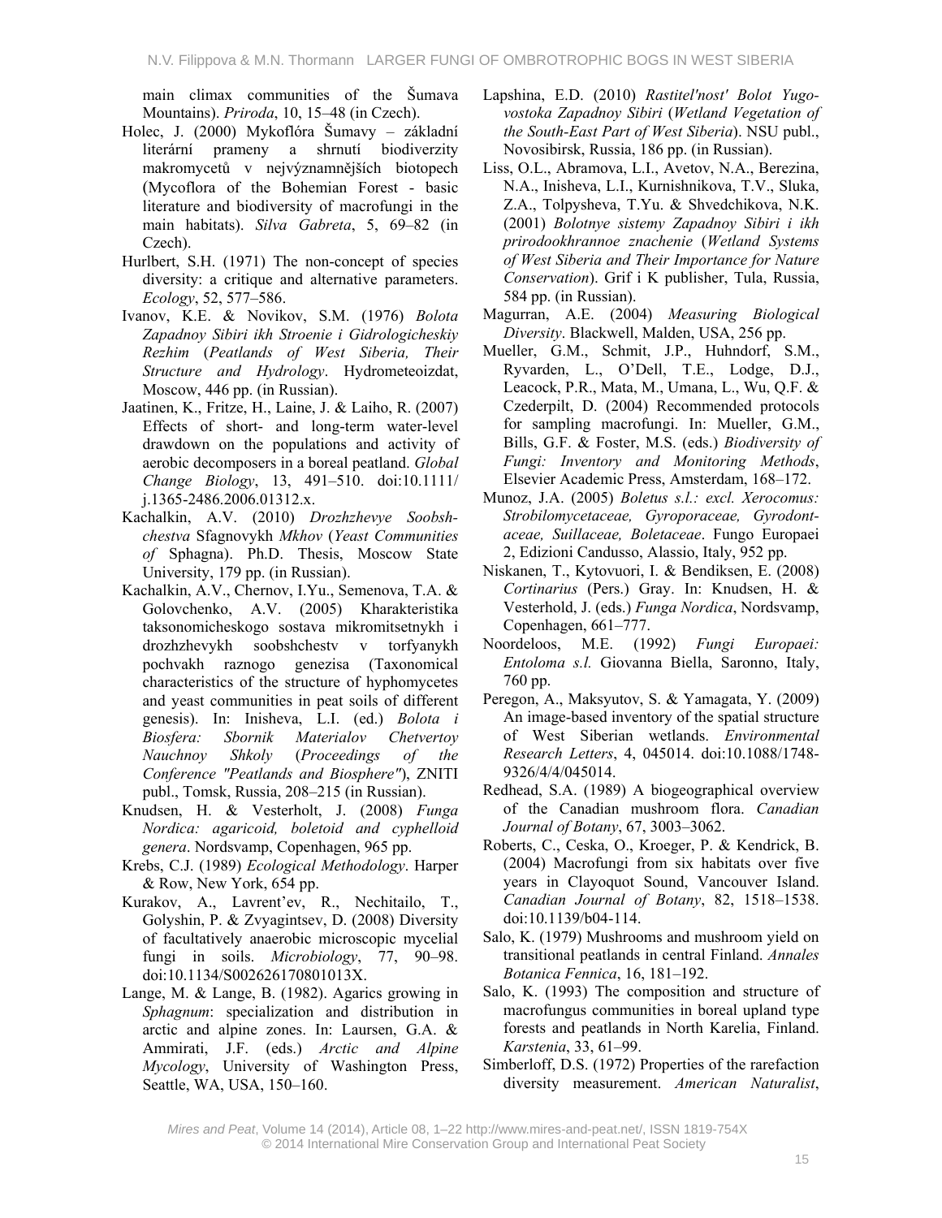main climax communities of the Šumava Mountains). *Priroda*, 10, 15–48 (in Czech).

Holec, J. (2000) Mykoflóra Šumavy – základní literární prameny a shrnutí biodiverzity makromycetů v nejvýznamnějších biotopech (Mycoflora of the Bohemian Forest - basic literature and biodiversity of macrofungi in the main habitats). *Silva Gabreta*, 5, 69–82 (in Czech).

Hurlbert, S.H. (1971) The non-concept of species diversity: a critique and alternative parameters. *Ecology*, 52, 577–586.

Ivanov, K.E. & Novikov, S.M. (1976) *Bolota Zapadnoy Sibiri ikh Stroenie i Gidrologicheskiy Rezhim* (*Peatlands of West Siberia, Their Structure and Hydrology*. Hydrometeoizdat, Moscow, 446 pp. (in Russian).

Jaatinen, K., Fritze, H., Laine, J. & Laiho, R. (2007) Effects of short- and long-term water-level drawdown on the populations and activity of aerobic decomposers in a boreal peatland. *Global Change Biology*, 13, 491–510. doi:10.1111/j.1365-2486.2006.01312.x.

Kachalkin, A.V. (2010) *Drozhzhevye Soobshchestva* Sfagnovykh *Mkhov* (*Yeast Communities of* Sphagna). Ph.D. Thesis, Moscow State University, 179 pp. (in Russian).

Kachalkin, A.V., Chernov, I.Yu., Semenova, T.A. & Golovchenko, A.V. (2005) Kharakteristika taksonomicheskogo sostava mikromitsetnykh i drozhzhevykh soobshchestv v torfyanykh pochvakh raznogo genezisa (Taxonomical characteristics of the structure of hyphomycetes and yeast communities in peat soils of different genesis). In: Inisheva, L.I. (ed.) *Bolota i Biosfera: Sbornik Materialov Chetvertoy Nauchnoy Shkoly* (*Proceedings of the Conference "Peatlands and Biosphere"*), ZNITI publ., Tomsk, Russia, 208–215 (in Russian).

Knudsen, H. & Vesterholt, J. (2008) *Funga Nordica: agaricoid, boletoid and cyphelloid genera*. Nordsvamp, Copenhagen, 965 pp.

Krebs, C.J. (1989) *Ecological Methodology*. Harper & Row, New York, 654 pp.

Kurakov, A., Lavrent'ev, R., Nechitailo, T., Golyshin, P. & Zvyagintsev, D. (2008) Diversity of facultatively anaerobic microscopic mycelial fungi in soils. *Microbiology*, 77, 90–98. doi:10.1134/S002626170801013X.

Lange, M. & Lange, B. (1982). Agarics growing in *Sphagnum*: specialization and distribution in arctic and alpine zones. In: Laursen, G.A. & Ammirati, J.F. (eds.) *Arctic and Alpine Mycology*, University of Washington Press, Seattle, WA, USA, 150–160.

Lapshina, E.D. (2010) *Rastitel'nost' Bolot Yugo-vostoka Zapadnoy Sibiri* (*Wetland Vegetation of the South-East Part of West Siberia*). NSU publ., Novosibirsk, Russia, 186 pp. (in Russian).

Liss, O.L., Abramova, L.I., Avetov, N.A., Berezina, N.A., Inisheva, L.I., Kurnishnikova, T.V., Sluka, Z.A., Tolpysheva, T.Yu. & Shvedchikova, N.K. (2001) *Bolotnye sistemy Zapadnoy Sibiri i ikh prirodookhrannoe znachenie* (*Wetland Systems of West Siberia and Their Importance for Nature Conservation*). Grif i K publisher, Tula, Russia, 584 pp. (in Russian).

Magurran, A.E. (2004) *Measuring Biological Diversity*. Blackwell, Malden, USA, 256 pp.

Mueller, G.M., Schmit, J.P., Huhndorf, S.M., Ryvarden, L., O'Dell, T.E., Lodge, D.J., Leacock, P.R., Mata, M., Umana, L., Wu, Q.F. & Czederpilt, D. (2004) Recommended protocols for sampling macrofungi. In: Mueller, G.M., Bills, G.F. & Foster, M.S. (eds.) *Biodiversity of Fungi: Inventory and Monitoring Methods*, Elsevier Academic Press, Amsterdam, 168–172.

Munoz, J.A. (2005) *Boletus s.l.: excl. Xerocomus: Strobilomycetaceae, Gyroporaceae, Gyrodontaceae, Suillaceae, Boletaceae*. Fungo Europaei 2, Edizioni Candusso, Alassio, Italy, 952 pp.

Niskanen, T., Kytovuori, I. & Bendiksen, E. (2008) *Cortinarius* (Pers.) Gray. In: Knudsen, H. & Vesterhold, J. (eds.) *Funga Nordica*, Nordsvamp, Copenhagen, 661–777.

Noordeloos, M.E. (1992) *Fungi Europaei: Entoloma s.l.* Giovanna Biella, Saronno, Italy, 760 pp.

Peregon, A., Maksyutov, S. & Yamagata, Y. (2009) An image-based inventory of the spatial structure of West Siberian wetlands. *Environmental Research Letters*, 4, 045014. doi:10.1088/1748-9326/4/4/045014.

Redhead, S.A. (1989) A biogeographical overview of the Canadian mushroom flora. *Canadian Journal of Botany*, 67, 3003–3062.

Roberts, C., Ceska, O., Kroeger, P. & Kendrick, B. (2004) Macrofungi from six habitats over five years in Clayoquot Sound, Vancouver Island. *Canadian Journal of Botany*, 82, 1518–1538. doi:10.1139/b04-114.

Salo, K. (1979) Mushrooms and mushroom yield on transitional peatlands in central Finland. *Annales Botanica Fennica*, 16, 181–192.

Salo, K. (1993) The composition and structure of macrofungus communities in boreal upland type forests and peatlands in North Karelia, Finland. *Karstenia*, 33, 61–99.

Simberloff, D.S. (1972) Properties of the rarefaction diversity measurement. *American Naturalist*,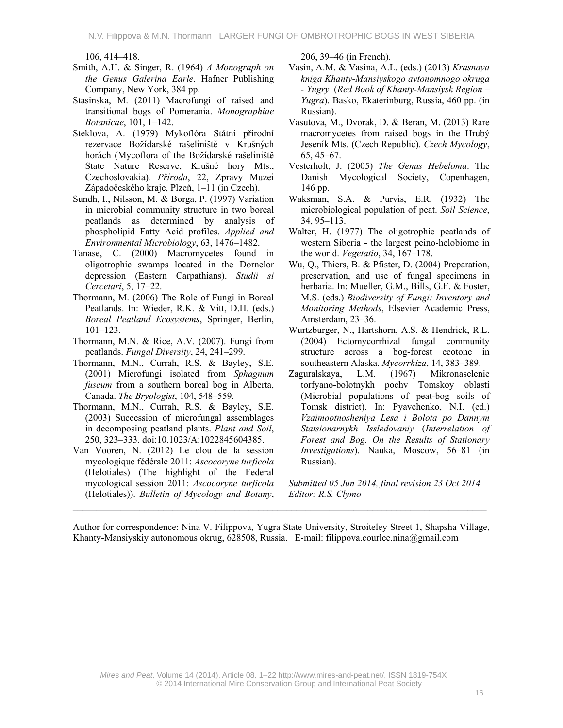106, 414–418.

Smith, A.H. & Singer, R. (1964) *A Monograph on the Genus Galerina Earle*. Hafner Publishing Company, New York, 384 pp.

Stasinska, M. (2011) Macrofungi of raised and transitional bogs of Pomerania. *Monographiae Botanicae*, 101, 1–142.

Steklova, A. (1979) Mykoflóra Státní přírodní rezervace Božídarské rašeliniště v Krušných horách (Mycoflora of the Božídarské rašeliniště State Nature Reserve, Krušné hory Mts., Czechoslovakia). *Příroda*, 22, Zpravy Muzei Západočeského kraje, Plzeň, 1–11 (in Czech).

Sundh, I., Nilsson, M. & Borga, P. (1997) Variation in microbial community structure in two boreal peatlands as determined by analysis of phospholipid Fatty Acid profiles. *Applied and Environmental Microbiology*, 63, 1476–1482.

Tanase, C. (2000) Macromycetes found in oligotrophic swamps located in the Dornelor depression (Eastern Carpathians). *Studii si Cercetari*, 5, 17–22.

Thormann, M. (2006) The Role of Fungi in Boreal Peatlands. In: Wieder, R.K. & Vitt, D.H. (eds.) *Boreal Peatland Ecosystems*, Springer, Berlin, 101–123.

Thormann, M.N. & Rice, A.V. (2007). Fungi from peatlands. *Fungal Diversity*, 24, 241–299.

Thormann, M.N., Currah, R.S. & Bayley, S.E. (2001) Microfungi isolated from *Sphagnum fuscum* from a southern boreal bog in Alberta, Canada. *The Bryologist*, 104, 548–559.

Thormann, M.N., Currah, R.S. & Bayley, S.E. (2003) Succession of microfungal assemblages in decomposing peatland plants. *Plant and Soil*, 250, 323–333. doi:10.1023/A:1022845604385.

Van Vooren, N. (2012) Le clou de la session mycologique fédérale 2011: *Ascocoryne turficola* (Helotiales) (The highlight of the Federal mycological session 2011: *Ascocoryne turficola* (Helotiales)). *Bulletin of Mycology and Botany*, 206, 39–46 (in French).

Vasin, A.M. & Vasina, A.L. (eds.) (2013) *Krasnaya kniga Khanty-Mansiyskogo avtonomnogo okruga - Yugry* (*Red Book of Khanty-Mansiysk Region – Yugra*). Basko, Ekaterinburg, Russia, 460 pp. (in Russian).

Vasutova, M., Dvorak, D. & Beran, M. (2013) Rare macromycetes from raised bogs in the Hrubý Jeseník Mts. (Czech Republic). *Czech Mycology*, 65, 45–67.

Vesterholt, J. (2005) *The Genus Hebeloma*. The Danish Mycological Society, Copenhagen, 146 pp.

Waksman, S.A. & Purvis, E.R. (1932) The microbiological population of peat. *Soil Science*, 34, 95–113.

Walter, H. (1977) The oligotrophic peatlands of western Siberia - the largest peino-helobiome in the world. *Vegetatio*, 34, 167–178.

Wu, Q., Thiers, B. & Pfister, D. (2004) Preparation, preservation, and use of fungal specimens in herbaria. In: Mueller, G.M., Bills, G.F. & Foster, M.S. (eds.) *Biodiversity of Fungi: Inventory and Monitoring Methods*, Elsevier Academic Press, Amsterdam, 23–36.

Wurtzburger, N., Hartshorn, A.S. & Hendrick, R.L. (2004) Ectomycorrhizal fungal community structure across a bog-forest ecotone in southeastern Alaska. *Mycorrhiza*, 14, 383–389.

Zaguralskaya, L.M. (1967) Mikronaselenie torfyano-bolotnykh pochv Tomskoy oblasti (Microbial populations of peat-bog soils of Tomsk district). In: Pyavchenko, N.I. (ed.) *Vzaimootnosheniya Lesa i Bolota po Dannym Statsionarnykh Issledovaniy* (*Interrelation of Forest and Bog. On the Results of Stationary Investigations*). Nauka, Moscow, 56–81 (in Russian).

*Submitted 05 Jun 2014, final revision 23 Oct 2014*
*Editor: R.S. Clymo*

---

Author for correspondence: Nina V. Filippova, Yugra State University, Stroiteley Street 1, Shapsha Village, Khanty-Mansiyskiy autonomous okrug, 628508, Russia. E-mail: filippova.courlee.nina@gmail.com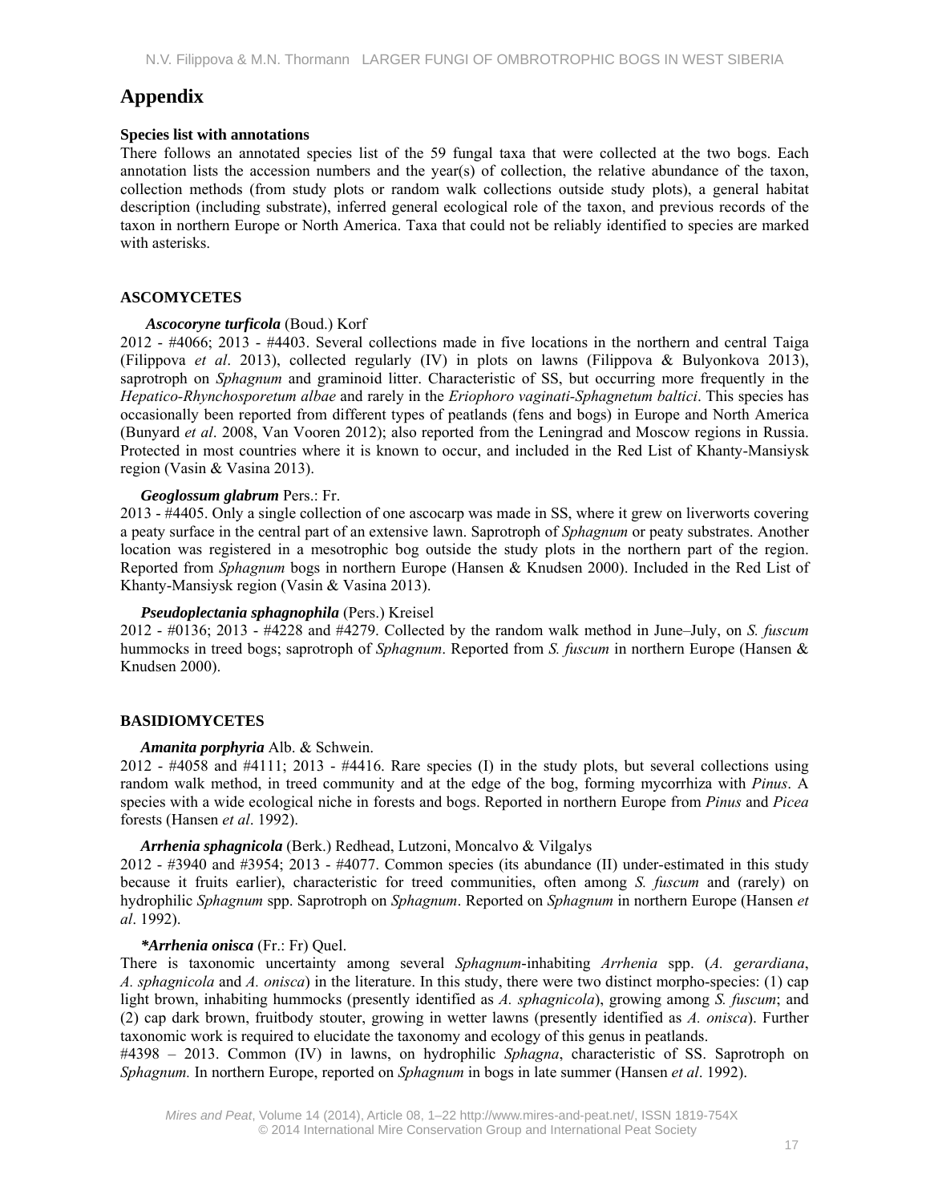# Appendix

### Species list with annotations

There follows an annotated species list of the 59 fungal taxa that were collected at the two bogs. Each annotation lists the accession numbers and the year(s) of collection, the relative abundance of the taxon, collection methods (from study plots or random walk collections outside study plots), a general habitat description (including substrate), inferred general ecological role of the taxon, and previous records of the taxon in northern Europe or North America. Taxa that could not be reliably identified to species are marked with asterisks.

## ASCOMYCETES

***Ascocoryne turficola*** (Boud.) Korf

2012 - #4066; 2013 - #4403. Several collections made in five locations in the northern and central Taiga (Filippova *et al*. 2013), collected regularly (IV) in plots on lawns (Filippova & Bulyonkova 2013), saprotroph on *Sphagnum* and graminoid litter. Characteristic of SS, but occurring more frequently in the *Hepatico-Rhynchosporetum albae* and rarely in the *Eriophoro vaginati-Sphagnetum baltici*. This species has occasionally been reported from different types of peatlands (fens and bogs) in Europe and North America (Bunyard *et al*. 2008, Van Vooren 2012); also reported from the Leningrad and Moscow regions in Russia. Protected in most countries where it is known to occur, and included in the Red List of Khanty-Mansiysk region (Vasin & Vasina 2013).

***Geoglossum glabrum*** Pers.: Fr.

2013 - #4405. Only a single collection of one ascocarp was made in SS, where it grew on liverworts covering a peaty surface in the central part of an extensive lawn. Saprotroph of *Sphagnum* or peaty substrates. Another location was registered in a mesotrophic bog outside the study plots in the northern part of the region. Reported from *Sphagnum* bogs in northern Europe (Hansen & Knudsen 2000). Included in the Red List of Khanty-Mansiysk region (Vasin & Vasina 2013).

***Pseudoplectania sphagnophila*** (Pers.) Kreisel

2012 - #0136; 2013 - #4228 and #4279. Collected by the random walk method in June–July, on *S. fuscum* hummocks in treed bogs; saprotroph of *Sphagnum*. Reported from *S. fuscum* in northern Europe (Hansen & Knudsen 2000).

## BASIDIOMYCETES

***Amanita porphyria*** Alb. & Schwein.

2012 - #4058 and #4111; 2013 - #4416. Rare species (I) in the study plots, but several collections using random walk method, in treed community and at the edge of the bog, forming mycorrhiza with *Pinus*. A species with a wide ecological niche in forests and bogs. Reported in northern Europe from *Pinus* and *Picea* forests (Hansen *et al*. 1992).

***Arrhenia sphagnicola*** (Berk.) Redhead, Lutzoni, Moncalvo & Vilgalys

2012 - #3940 and #3954; 2013 - #4077. Common species (its abundance (II) under-estimated in this study because it fruits earlier), characteristic for treed communities, often among *S. fuscum* and (rarely) on hydrophilic *Sphagnum* spp. Saprotroph on *Sphagnum*. Reported on *Sphagnum* in northern Europe (Hansen *et al*. 1992).

***\*Arrhenia onisca*** (Fr.: Fr) Quel.

There is taxonomic uncertainty among several *Sphagnum*-inhabiting *Arrhenia* spp. (*A. gerardiana*, *A. sphagnicola* and *A. onisca*) in the literature. In this study, there were two distinct morpho-species: (1) cap light brown, inhabiting hummocks (presently identified as *A. sphagnicola*), growing among *S. fuscum*; and (2) cap dark brown, fruitbody stouter, growing in wetter lawns (presently identified as *A. onisca*). Further taxonomic work is required to elucidate the taxonomy and ecology of this genus in peatlands.

#4398 – 2013. Common (IV) in lawns, on hydrophilic *Sphagna*, characteristic of SS. Saprotroph on *Sphagnum.* In northern Europe, reported on *Sphagnum* in bogs in late summer (Hansen *et al*. 1992).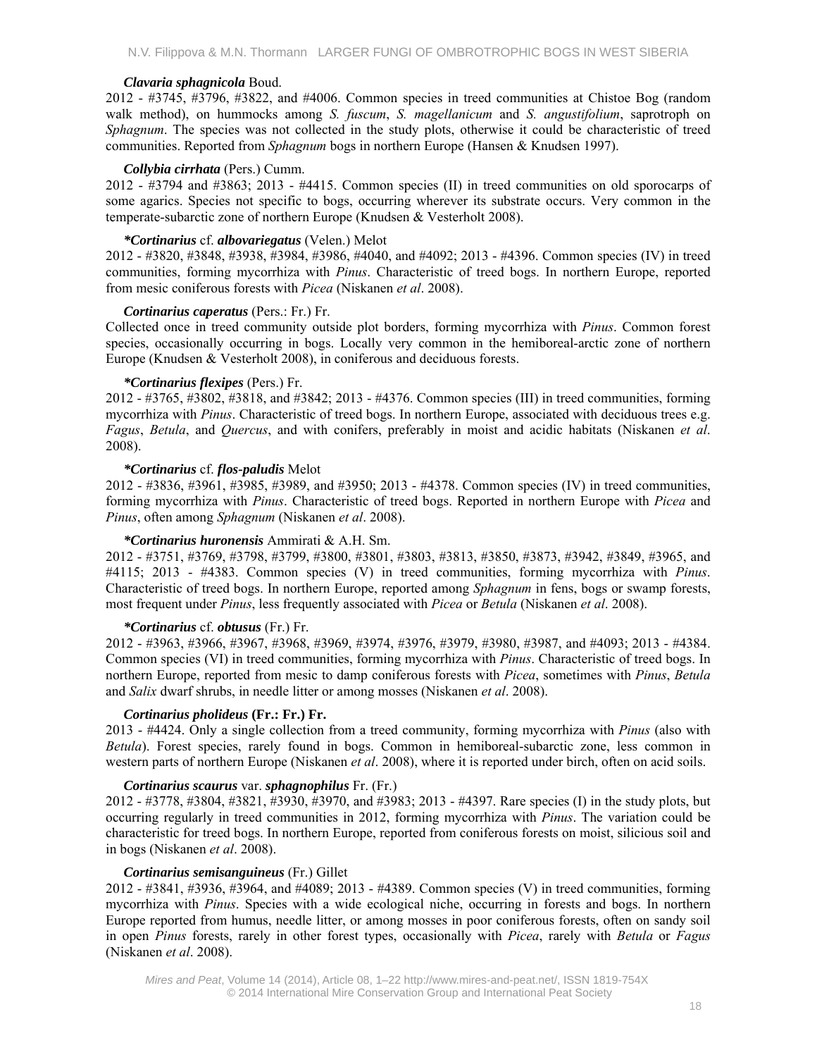***Clavaria sphagnicola*** Boud.
2012 - #3745, #3796, #3822, and #4006. Common species in treed communities at Chistoe Bog (random walk method), on hummocks among *S. fuscum*, *S. magellanicum* and *S. angustifolium*, saprotroph on *Sphagnum*. The species was not collected in the study plots, otherwise it could be characteristic of treed communities. Reported from *Sphagnum* bogs in northern Europe (Hansen & Knudsen 1997).

***Collybia cirrhata*** (Pers.) Cumm.
2012 - #3794 and #3863; 2013 - #4415. Common species (II) in treed communities on old sporocarps of some agarics. Species not specific to bogs, occurring wherever its substrate occurs. Very common in the temperate-subarctic zone of northern Europe (Knudsen & Vesterholt 2008).

***\*Cortinarius*** cf. ***albovariegatus*** (Velen.) Melot
2012 - #3820, #3848, #3938, #3984, #3986, #4040, and #4092; 2013 - #4396. Common species (IV) in treed communities, forming mycorrhiza with *Pinus*. Characteristic of treed bogs. In northern Europe, reported from mesic coniferous forests with *Picea* (Niskanen *et al*. 2008).

***Cortinarius caperatus*** (Pers.: Fr.) Fr.
Collected once in treed community outside plot borders, forming mycorrhiza with *Pinus*. Common forest species, occasionally occurring in bogs. Locally very common in the hemiboreal-arctic zone of northern Europe (Knudsen & Vesterholt 2008), in coniferous and deciduous forests.

***\*Cortinarius flexipes*** (Pers.) Fr.
2012 - #3765, #3802, #3818, and #3842; 2013 - #4376. Common species (III) in treed communities, forming mycorrhiza with *Pinus*. Characteristic of treed bogs. In northern Europe, associated with deciduous trees e.g. *Fagus*, *Betula*, and *Quercus*, and with conifers, preferably in moist and acidic habitats (Niskanen *et al*. 2008).

***\*Cortinarius*** cf. ***flos-paludis*** Melot
2012 - #3836, #3961, #3985, #3989, and #3950; 2013 - #4378. Common species (IV) in treed communities, forming mycorrhiza with *Pinus*. Characteristic of treed bogs. Reported in northern Europe with *Picea* and *Pinus*, often among *Sphagnum* (Niskanen *et al*. 2008).

***\*Cortinarius huronensis*** Ammirati & A.H. Sm.
2012 - #3751, #3769, #3798, #3799, #3800, #3801, #3803, #3813, #3850, #3873, #3942, #3849, #3965, and #4115; 2013 - #4383. Common species (V) in treed communities, forming mycorrhiza with *Pinus*. Characteristic of treed bogs. In northern Europe, reported among *Sphagnum* in fens, bogs or swamp forests, most frequent under *Pinus*, less frequently associated with *Picea* or *Betula* (Niskanen *et al*. 2008).

***\*Cortinarius*** cf. ***obtusus*** (Fr.) Fr.
2012 - #3963, #3966, #3967, #3968, #3969, #3974, #3976, #3979, #3980, #3987, and #4093; 2013 - #4384. Common species (VI) in treed communities, forming mycorrhiza with *Pinus*. Characteristic of treed bogs. In northern Europe, reported from mesic to damp coniferous forests with *Picea*, sometimes with *Pinus*, *Betula* and *Salix* dwarf shrubs, in needle litter or among mosses (Niskanen *et al*. 2008).

***Cortinarius pholideus* (Fr.: Fr.) Fr.**
2013 - #4424. Only a single collection from a treed community, forming mycorrhiza with *Pinus* (also with *Betula*). Forest species, rarely found in bogs. Common in hemiboreal-subarctic zone, less common in western parts of northern Europe (Niskanen *et al*. 2008), where it is reported under birch, often on acid soils.

***Cortinarius scaurus*** var. ***sphagnophilus*** Fr. (Fr.)
2012 - #3778, #3804, #3821, #3930, #3970, and #3983; 2013 - #4397. Rare species (I) in the study plots, but occurring regularly in treed communities in 2012, forming mycorrhiza with *Pinus*. The variation could be characteristic for treed bogs. In northern Europe, reported from coniferous forests on moist, silicious soil and in bogs (Niskanen *et al*. 2008).

***Cortinarius semisanguineus*** (Fr.) Gillet
2012 - #3841, #3936, #3964, and #4089; 2013 - #4389. Common species (V) in treed communities, forming mycorrhiza with *Pinus*. Species with a wide ecological niche, occurring in forests and bogs. In northern Europe reported from humus, needle litter, or among mosses in poor coniferous forests, often on sandy soil in open *Pinus* forests, rarely in other forest types, occasionally with *Picea*, rarely with *Betula* or *Fagus* (Niskanen *et al*. 2008).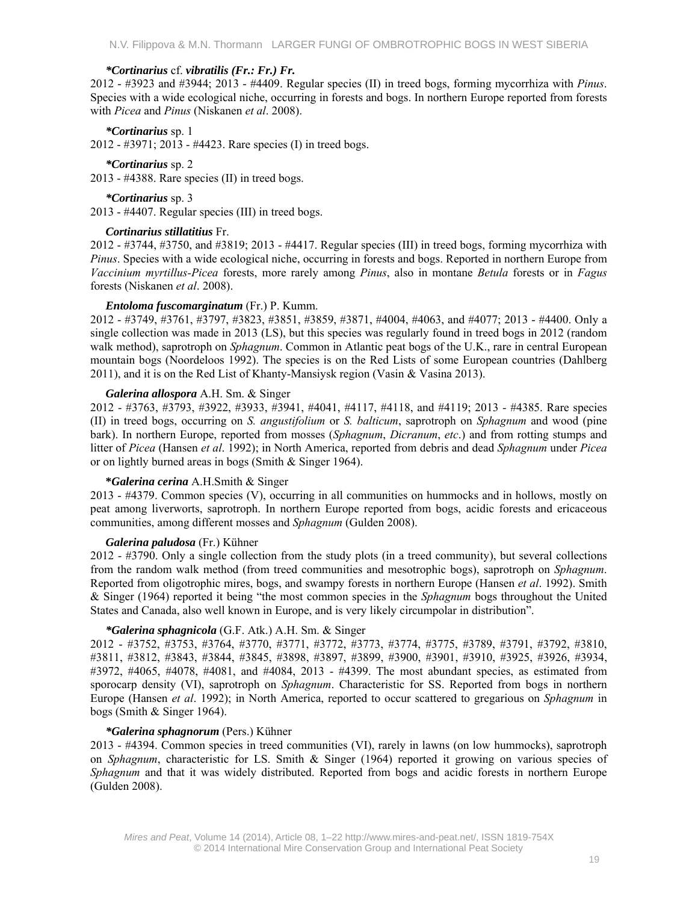***Cortinarius*** cf. ***vibratilis (Fr.: Fr.) Fr.***

2012 - #3923 and #3944; 2013 - #4409. Regular species (II) in treed bogs, forming mycorrhiza with *Pinus*. Species with a wide ecological niche, occurring in forests and bogs. In northern Europe reported from forests with *Picea* and *Pinus* (Niskanen *et al*. 2008).

***Cortinarius*** sp. 1

2012 - #3971; 2013 - #4423. Rare species (I) in treed bogs.

***Cortinarius*** sp. 2

2013 - #4388. Rare species (II) in treed bogs.

***Cortinarius*** sp. 3

2013 - #4407. Regular species (III) in treed bogs.

***Cortinarius stillatitius*** Fr.

2012 - #3744, #3750, and #3819; 2013 - #4417. Regular species (III) in treed bogs, forming mycorrhiza with *Pinus*. Species with a wide ecological niche, occurring in forests and bogs. Reported in northern Europe from *Vaccinium myrtillus-Picea* forests, more rarely among *Pinus*, also in montane *Betula* forests or in *Fagus* forests (Niskanen *et al*. 2008).

***Entoloma fuscomarginatum*** (Fr.) P. Kumm.

2012 - #3749, #3761, #3797, #3823, #3851, #3859, #3871, #4004, #4063, and #4077; 2013 - #4400. Only a single collection was made in 2013 (LS), but this species was regularly found in treed bogs in 2012 (random walk method), saprotroph on *Sphagnum*. Common in Atlantic peat bogs of the U.K., rare in central European mountain bogs (Noordeloos 1992). The species is on the Red Lists of some European countries (Dahlberg 2011), and it is on the Red List of Khanty-Mansiysk region (Vasin & Vasina 2013).

***Galerina allospora*** A.H. Sm. & Singer

2012 - #3763, #3793, #3922, #3933, #3941, #4041, #4117, #4118, and #4119; 2013 - #4385. Rare species (II) in treed bogs, occurring on *S. angustifolium* or *S. balticum*, saprotroph on *Sphagnum* and wood (pine bark). In northern Europe, reported from mosses (*Sphagnum*, *Dicranum*, *etc*.) and from rotting stumps and litter of *Picea* (Hansen *et al*. 1992); in North America, reported from debris and dead *Sphagnum* under *Picea* or on lightly burned areas in bogs (Smith & Singer 1964).

***Galerina cerina*** A.H.Smith & Singer

2013 - #4379. Common species (V), occurring in all communities on hummocks and in hollows, mostly on peat among liverworts, saprotroph. In northern Europe reported from bogs, acidic forests and ericaceous communities, among different mosses and *Sphagnum* (Gulden 2008).

***Galerina paludosa*** (Fr.) Kühner

2012 - #3790. Only a single collection from the study plots (in a treed community), but several collections from the random walk method (from treed communities and mesotrophic bogs), saprotroph on *Sphagnum*. Reported from oligotrophic mires, bogs, and swampy forests in northern Europe (Hansen *et al*. 1992). Smith & Singer (1964) reported it being “the most common species in the *Sphagnum* bogs throughout the United States and Canada, also well known in Europe, and is very likely circumpolar in distribution”.

***Galerina sphagnicola*** (G.F. Atk.) A.H. Sm. & Singer

2012 - #3752, #3753, #3764, #3770, #3771, #3772, #3773, #3774, #3775, #3789, #3791, #3792, #3810, #3811, #3812, #3843, #3844, #3845, #3898, #3897, #3899, #3900, #3901, #3910, #3925, #3926, #3934, #3972, #4065, #4078, #4081, and #4084, 2013 - #4399. The most abundant species, as estimated from sporocarp density (VI), saprotroph on *Sphagnum*. Characteristic for SS. Reported from bogs in northern Europe (Hansen *et al*. 1992); in North America, reported to occur scattered to gregarious on *Sphagnum* in bogs (Smith & Singer 1964).

***Galerina sphagnorum*** (Pers.) Kühner

2013 - #4394. Common species in treed communities (VI), rarely in lawns (on low hummocks), saprotroph on *Sphagnum*, characteristic for LS. Smith & Singer (1964) reported it growing on various species of *Sphagnum* and that it was widely distributed. Reported from bogs and acidic forests in northern Europe (Gulden 2008).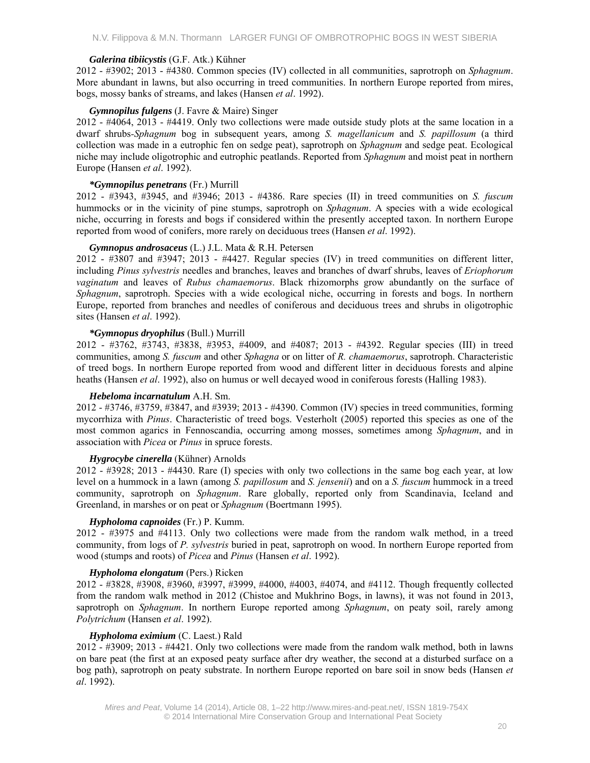***Galerina tibiicystis*** (G.F. Atk.) Kühner
2012 - #3902; 2013 - #4380. Common species (IV) collected in all communities, saprotroph on *Sphagnum*. More abundant in lawns, but also occurring in treed communities. In northern Europe reported from mires, bogs, mossy banks of streams, and lakes (Hansen *et al*. 1992).

***Gymnopilus fulgens*** (J. Favre & Maire) Singer
2012 - #4064, 2013 - #4419. Only two collections were made outside study plots at the same location in a dwarf shrubs-*Sphagnum* bog in subsequent years, among *S. magellanicum* and *S. papillosum* (a third collection was made in a eutrophic fen on sedge peat), saprotroph on *Sphagnum* and sedge peat. Ecological niche may include oligotrophic and eutrophic peatlands. Reported from *Sphagnum* and moist peat in northern Europe (Hansen *et al*. 1992).

***\*Gymnopilus penetrans*** (Fr.) Murrill
2012 - #3943, #3945, and #3946; 2013 - #4386. Rare species (II) in treed communities on *S. fuscum* hummocks or in the vicinity of pine stumps, saprotroph on *Sphagnum*. A species with a wide ecological niche, occurring in forests and bogs if considered within the presently accepted taxon. In northern Europe reported from wood of conifers, more rarely on deciduous trees (Hansen *et al*. 1992).

***Gymnopus androsaceus*** (L.) J.L. Mata & R.H. Petersen
2012 - #3807 and #3947; 2013 - #4427. Regular species (IV) in treed communities on different litter, including *Pinus sylvestris* needles and branches, leaves and branches of dwarf shrubs, leaves of *Eriophorum vaginatum* and leaves of *Rubus chamaemorus*. Black rhizomorphs grow abundantly on the surface of *Sphagnum*, saprotroph. Species with a wide ecological niche, occurring in forests and bogs. In northern Europe, reported from branches and needles of coniferous and deciduous trees and shrubs in oligotrophic sites (Hansen *et al*. 1992).

***\*Gymnopus dryophilus*** (Bull.) Murrill
2012 - #3762, #3743, #3838, #3953, #4009, and #4087; 2013 - #4392. Regular species (III) in treed communities, among *S. fuscum* and other *Sphagna* or on litter of *R. chamaemorus*, saprotroph. Characteristic of treed bogs. In northern Europe reported from wood and different litter in deciduous forests and alpine heaths (Hansen *et al*. 1992), also on humus or well decayed wood in coniferous forests (Halling 1983).

***Hebeloma incarnatulum*** A.H. Sm.
2012 - #3746, #3759, #3847, and #3939; 2013 - #4390. Common (IV) species in treed communities, forming mycorrhiza with *Pinus*. Characteristic of treed bogs. Vesterholt (2005) reported this species as one of the most common agarics in Fennoscandia, occurring among mosses, sometimes among *Sphagnum*, and in association with *Picea* or *Pinus* in spruce forests.

***Hygrocybe cinerella*** (Kühner) Arnolds
2012 - #3928; 2013 - #4430. Rare (I) species with only two collections in the same bog each year, at low level on a hummock in a lawn (among *S. papillosum* and *S. jensenii*) and on a *S. fuscum* hummock in a treed community, saprotroph on *Sphagnum*. Rare globally, reported only from Scandinavia, Iceland and Greenland, in marshes or on peat or *Sphagnum* (Boertmann 1995).

***Hypholoma capnoides*** (Fr.) P. Kumm.
2012 - #3975 and #4113. Only two collections were made from the random walk method, in a treed community, from logs of *P. sylvestris* buried in peat, saprotroph on wood. In northern Europe reported from wood (stumps and roots) of *Picea* and *Pinus* (Hansen *et al*. 1992).

***Hypholoma elongatum*** (Pers.) Ricken
2012 - #3828, #3908, #3960, #3997, #3999, #4000, #4003, #4074, and #4112. Though frequently collected from the random walk method in 2012 (Chistoe and Mukhrino Bogs, in lawns), it was not found in 2013, saprotroph on *Sphagnum*. In northern Europe reported among *Sphagnum*, on peaty soil, rarely among *Polytrichum* (Hansen *et al*. 1992).

***Hypholoma eximium*** (C. Laest.) Rald
2012 - #3909; 2013 - #4421. Only two collections were made from the random walk method, both in lawns on bare peat (the first at an exposed peaty surface after dry weather, the second at a disturbed surface on a bog path), saprotroph on peaty substrate. In northern Europe reported on bare soil in snow beds (Hansen *et al*. 1992).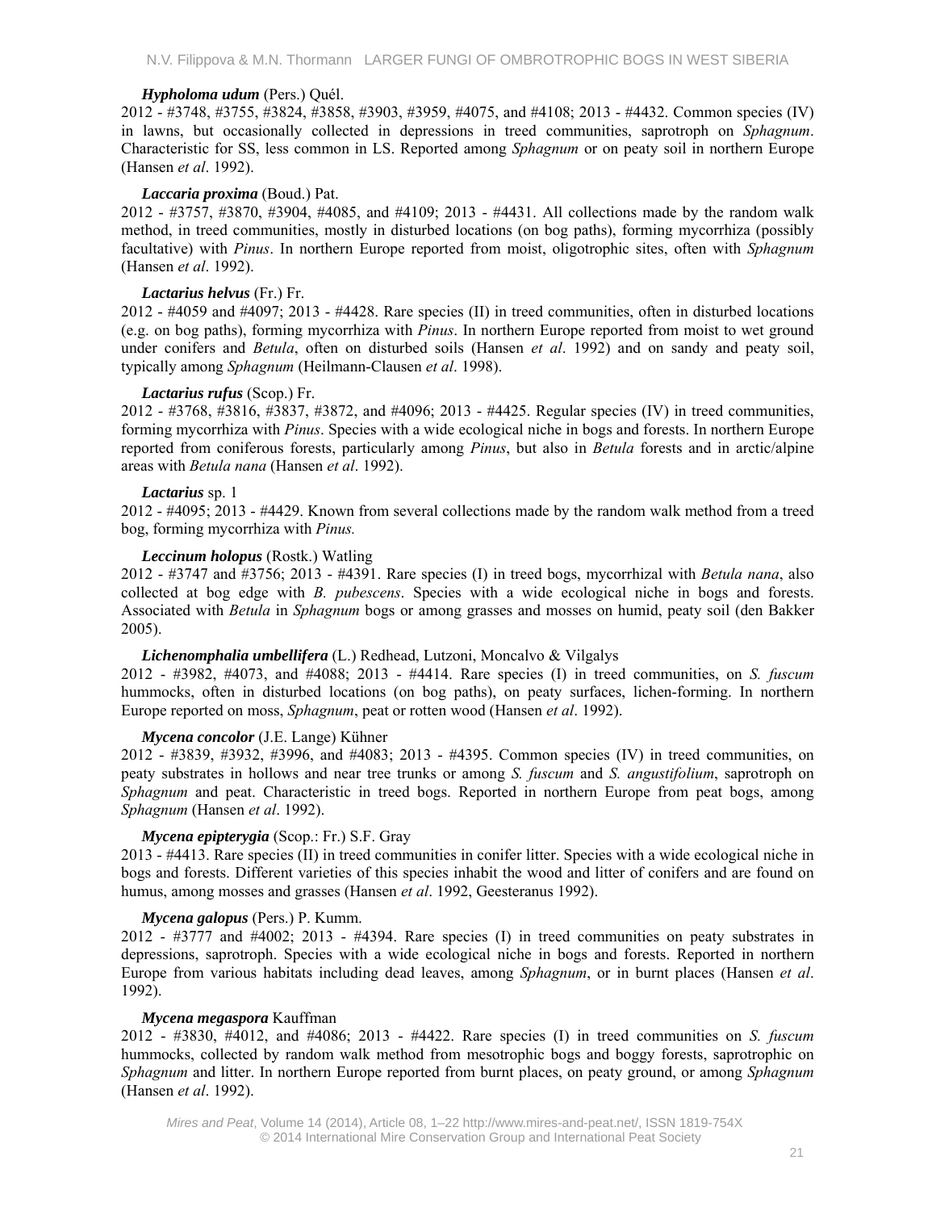***Hypholoma udum*** (Pers.) Quél.
2012 - #3748, #3755, #3824, #3858, #3903, #3959, #4075, and #4108; 2013 - #4432. Common species (IV) in lawns, but occasionally collected in depressions in treed communities, saprotroph on *Sphagnum*. Characteristic for SS, less common in LS. Reported among *Sphagnum* or on peaty soil in northern Europe (Hansen *et al*. 1992).

***Laccaria proxima*** (Boud.) Pat.
2012 - #3757, #3870, #3904, #4085, and #4109; 2013 - #4431. All collections made by the random walk method, in treed communities, mostly in disturbed locations (on bog paths), forming mycorrhiza (possibly facultative) with *Pinus*. In northern Europe reported from moist, oligotrophic sites, often with *Sphagnum* (Hansen *et al*. 1992).

***Lactarius helvus*** (Fr.) Fr.
2012 - #4059 and #4097; 2013 - #4428. Rare species (II) in treed communities, often in disturbed locations (e.g. on bog paths), forming mycorrhiza with *Pinus*. In northern Europe reported from moist to wet ground under conifers and *Betula*, often on disturbed soils (Hansen *et al*. 1992) and on sandy and peaty soil, typically among *Sphagnum* (Heilmann-Clausen *et al*. 1998).

***Lactarius rufus*** (Scop.) Fr.
2012 - #3768, #3816, #3837, #3872, and #4096; 2013 - #4425. Regular species (IV) in treed communities, forming mycorrhiza with *Pinus*. Species with a wide ecological niche in bogs and forests. In northern Europe reported from coniferous forests, particularly among *Pinus*, but also in *Betula* forests and in arctic/alpine areas with *Betula nana* (Hansen *et al*. 1992).

***Lactarius*** sp. 1
2012 - #4095; 2013 - #4429. Known from several collections made by the random walk method from a treed bog, forming mycorrhiza with *Pinus.*

***Leccinum holopus*** (Rostk.) Watling
2012 - #3747 and #3756; 2013 - #4391. Rare species (I) in treed bogs, mycorrhizal with *Betula nana*, also collected at bog edge with *B. pubescens*. Species with a wide ecological niche in bogs and forests. Associated with *Betula* in *Sphagnum* bogs or among grasses and mosses on humid, peaty soil (den Bakker 2005).

***Lichenomphalia umbellifera*** (L.) Redhead, Lutzoni, Moncalvo & Vilgalys
2012 - #3982, #4073, and #4088; 2013 - #4414. Rare species (I) in treed communities, on *S. fuscum* hummocks, often in disturbed locations (on bog paths), on peaty surfaces, lichen-forming. In northern Europe reported on moss, *Sphagnum*, peat or rotten wood (Hansen *et al*. 1992).

***Mycena concolor*** (J.E. Lange) Kühner
2012 - #3839, #3932, #3996, and #4083; 2013 - #4395. Common species (IV) in treed communities, on peaty substrates in hollows and near tree trunks or among *S. fuscum* and *S. angustifolium*, saprotroph on *Sphagnum* and peat. Characteristic in treed bogs. Reported in northern Europe from peat bogs, among *Sphagnum* (Hansen *et al*. 1992).

***Mycena epipterygia*** (Scop.: Fr.) S.F. Gray
2013 - #4413. Rare species (II) in treed communities in conifer litter. Species with a wide ecological niche in bogs and forests. Different varieties of this species inhabit the wood and litter of conifers and are found on humus, among mosses and grasses (Hansen *et al*. 1992, Geesteranus 1992).

***Mycena galopus*** (Pers.) P. Kumm.
2012 - #3777 and #4002; 2013 - #4394. Rare species (I) in treed communities on peaty substrates in depressions, saprotroph. Species with a wide ecological niche in bogs and forests. Reported in northern Europe from various habitats including dead leaves, among *Sphagnum*, or in burnt places (Hansen *et al*. 1992).

***Mycena megaspora*** Kauffman
2012 - #3830, #4012, and #4086; 2013 - #4422. Rare species (I) in treed communities on *S. fuscum* hummocks, collected by random walk method from mesotrophic bogs and boggy forests, saprotrophic on *Sphagnum* and litter. In northern Europe reported from burnt places, on peaty ground, or among *Sphagnum* (Hansen *et al*. 1992).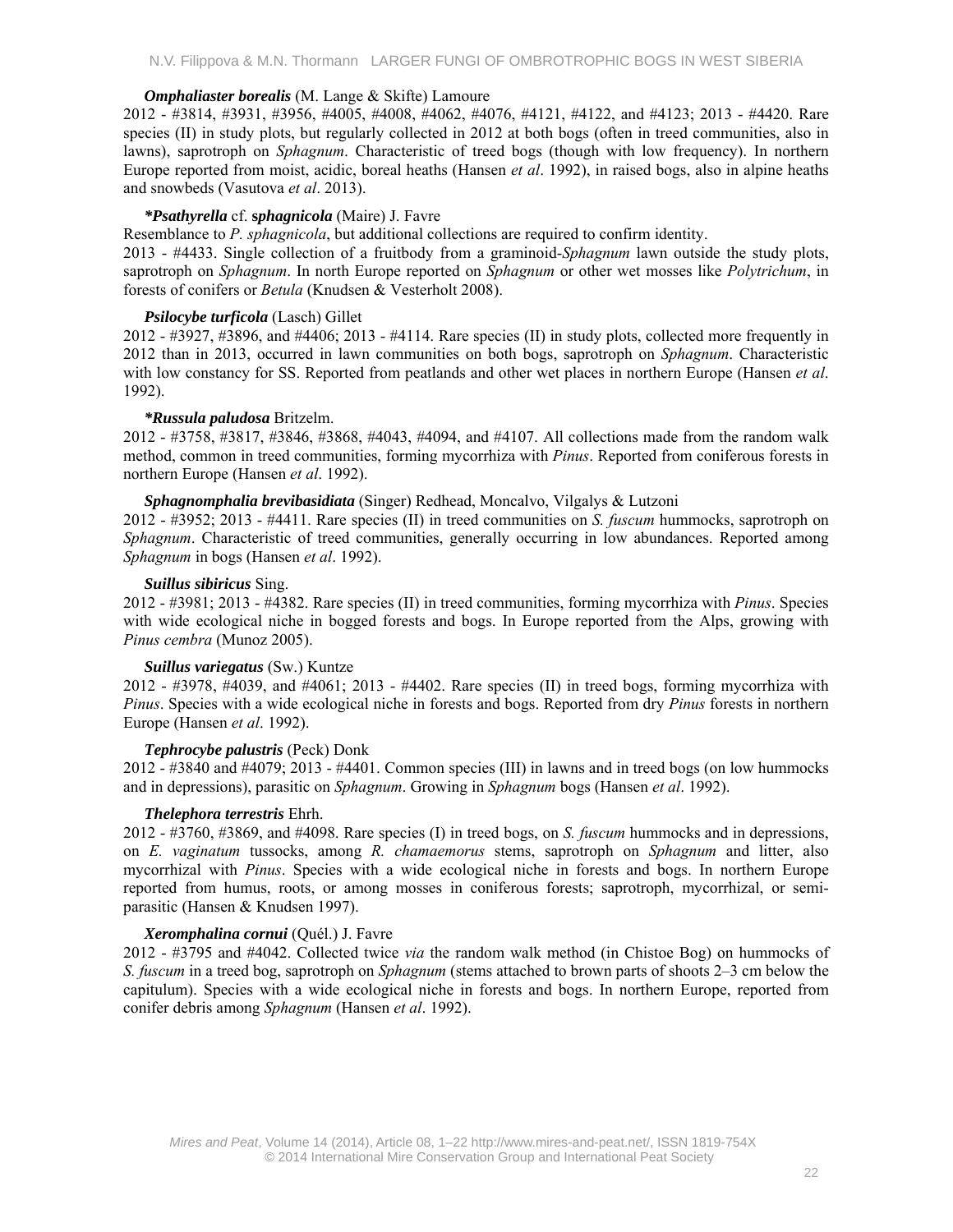***Omphaliaster borealis*** (M. Lange & Skifte) Lamoure

2012 - #3814, #3931, #3956, #4005, #4008, #4062, #4076, #4121, #4122, and #4123; 2013 - #4420. Rare species (II) in study plots, but regularly collected in 2012 at both bogs (often in treed communities, also in lawns), saprotroph on *Sphagnum*. Characteristic of treed bogs (though with low frequency). In northern Europe reported from moist, acidic, boreal heaths (Hansen *et al*. 1992), in raised bogs, also in alpine heaths and snowbeds (Vasutova *et al*. 2013).

***Psathyrella* cf. *sphagnicola*** (Maire) J. Favre

Resemblance to *P. sphagnicola*, but additional collections are required to confirm identity.

2013 - #4433. Single collection of a fruitbody from a graminoid-*Sphagnum* lawn outside the study plots, saprotroph on *Sphagnum*. In north Europe reported on *Sphagnum* or other wet mosses like *Polytrichum*, in forests of conifers or *Betula* (Knudsen & Vesterholt 2008).

***Psilocybe turficola*** (Lasch) Gillet

2012 - #3927, #3896, and #4406; 2013 - #4114. Rare species (II) in study plots, collected more frequently in 2012 than in 2013, occurred in lawn communities on both bogs, saprotroph on *Sphagnum*. Characteristic with low constancy for SS. Reported from peatlands and other wet places in northern Europe (Hansen *et al*. 1992).

****Russula paludosa*** Britzelm.

2012 - #3758, #3817, #3846, #3868, #4043, #4094, and #4107. All collections made from the random walk method, common in treed communities, forming mycorrhiza with *Pinus*. Reported from coniferous forests in northern Europe (Hansen *et al*. 1992).

***Sphagnomphalia brevibasidiata*** (Singer) Redhead, Moncalvo, Vilgalys & Lutzoni

2012 - #3952; 2013 - #4411. Rare species (II) in treed communities on *S. fuscum* hummocks, saprotroph on *Sphagnum*. Characteristic of treed communities, generally occurring in low abundances. Reported among *Sphagnum* in bogs (Hansen *et al*. 1992).

***Suillus sibiricus*** Sing.

2012 - #3981; 2013 - #4382. Rare species (II) in treed communities, forming mycorrhiza with *Pinus*. Species with wide ecological niche in bogged forests and bogs. In Europe reported from the Alps, growing with *Pinus cembra* (Munoz 2005).

***Suillus variegatus*** (Sw.) Kuntze

2012 - #3978, #4039, and #4061; 2013 - #4402. Rare species (II) in treed bogs, forming mycorrhiza with *Pinus*. Species with a wide ecological niche in forests and bogs. Reported from dry *Pinus* forests in northern Europe (Hansen *et al*. 1992).

***Tephrocybe palustris*** (Peck) Donk

2012 - #3840 and #4079; 2013 - #4401. Common species (III) in lawns and in treed bogs (on low hummocks and in depressions), parasitic on *Sphagnum*. Growing in *Sphagnum* bogs (Hansen *et al*. 1992).

***Thelephora terrestris*** Ehrh.

2012 - #3760, #3869, and #4098. Rare species (I) in treed bogs, on *S. fuscum* hummocks and in depressions, on *E. vaginatum* tussocks, among *R. chamaemorus* stems, saprotroph on *Sphagnum* and litter, also mycorrhizal with *Pinus*. Species with a wide ecological niche in forests and bogs. In northern Europe reported from humus, roots, or among mosses in coniferous forests; saprotroph, mycorrhizal, or semi-parasitic (Hansen & Knudsen 1997).

***Xeromphalina cornui*** (Quél.) J. Favre

2012 - #3795 and #4042. Collected twice *via* the random walk method (in Chistoe Bog) on hummocks of *S. fuscum* in a treed bog, saprotroph on *Sphagnum* (stems attached to brown parts of shoots 2–3 cm below the capitulum). Species with a wide ecological niche in forests and bogs. In northern Europe, reported from conifer debris among *Sphagnum* (Hansen *et al*. 1992).